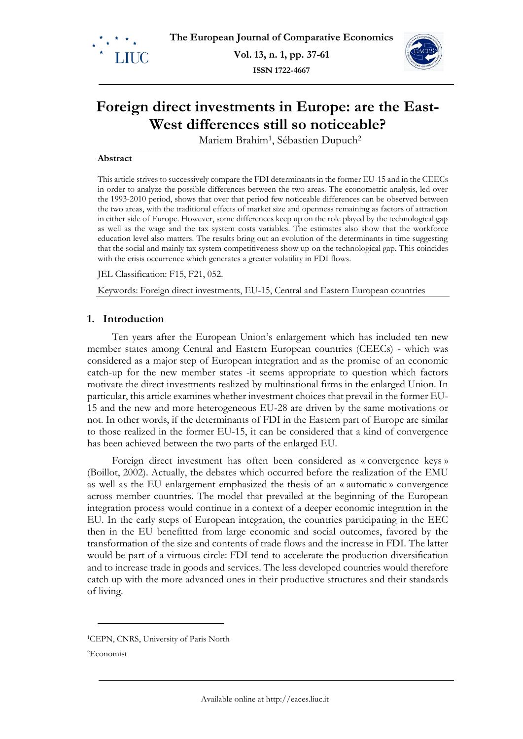# Foreign direct investments in Europe: are the East-West differences still so noticeable?

Mariem Brahim[1], Sébastien Dupuch[2]

**Abstract**

This article strives to successively compare the FDI determinants in the former EU-15 and in the CEECs in order to analyze the possible differences between the two areas. The econometric analysis, led over the 1993-2010 period, shows that over that period few noticeable differences can be observed between the two areas, with the traditional effects of market size and openness remaining as factors of attraction in either side of Europe. However, some differences keep up on the role played by the technological gap as well as the wage and the tax system costs variables. The estimates also show that the workforce education level also matters. The results bring out an evolution of the determinants in time suggesting that the social and mainly tax system competitiveness show up on the technological gap. This coincides with the crisis occurrence which generates a greater volatility in FDI flows.

JEL Classification: F15, F21, 052.

Keywords: Foreign direct investments, EU-15, Central and Eastern European countries

## 1. Introduction

Ten years after the European Union's enlargement which has included ten new member states among Central and Eastern European countries (CEECs) - which was considered as a major step of European integration and as the promise of an economic catch-up for the new member states -it seems appropriate to question which factors motivate the direct investments realized by multinational firms in the enlarged Union. In particular, this article examines whether investment choices that prevail in the former EU-15 and the new and more heterogeneous EU-28 are driven by the same motivations or not. In other words, if the determinants of FDI in the Eastern part of Europe are similar to those realized in the former EU-15, it can be considered that a kind of convergence has been achieved between the two parts of the enlarged EU.

Foreign direct investment has often been considered as « convergence keys » (Boillot, 2002). Actually, the debates which occurred before the realization of the EMU as well as the EU enlargement emphasized the thesis of an « automatic » convergence across member countries. The model that prevailed at the beginning of the European integration process would continue in a context of a deeper economic integration in the EU. In the early steps of European integration, the countries participating in the EEC then in the EU benefitted from large economic and social outcomes, favored by the transformation of the size and contents of trade flows and the increase in FDI. The latter would be part of a virtuous circle: FDI tend to accelerate the production diversification and to increase trade in goods and services. The less developed countries would therefore catch up with the more advanced ones in their productive structures and their standards of living.

[1]CEPN, CNRS, University of Paris North

[2]Economist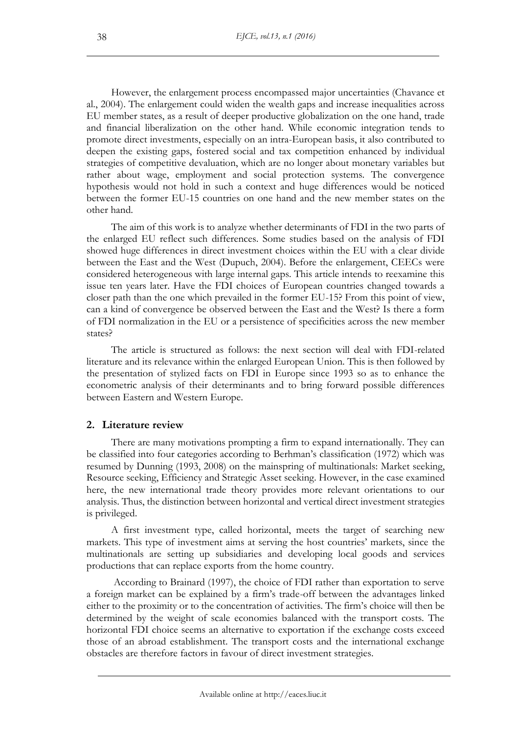However, the enlargement process encompassed major uncertainties (Chavance et al., 2004). The enlargement could widen the wealth gaps and increase inequalities across EU member states, as a result of deeper productive globalization on the one hand, trade and financial liberalization on the other hand. While economic integration tends to promote direct investments, especially on an intra-European basis, it also contributed to deepen the existing gaps, fostered social and tax competition enhanced by individual strategies of competitive devaluation, which are no longer about monetary variables but rather about wage, employment and social protection systems. The convergence hypothesis would not hold in such a context and huge differences would be noticed between the former EU-15 countries on one hand and the new member states on the other hand.

The aim of this work is to analyze whether determinants of FDI in the two parts of the enlarged EU reflect such differences. Some studies based on the analysis of FDI showed huge differences in direct investment choices within the EU with a clear divide between the East and the West (Dupuch, 2004). Before the enlargement, CEECs were considered heterogeneous with large internal gaps. This article intends to reexamine this issue ten years later. Have the FDI choices of European countries changed towards a closer path than the one which prevailed in the former EU-15? From this point of view, can a kind of convergence be observed between the East and the West? Is there a form of FDI normalization in the EU or a persistence of specificities across the new member states?

The article is structured as follows: the next section will deal with FDI-related literature and its relevance within the enlarged European Union. This is then followed by the presentation of stylized facts on FDI in Europe since 1993 so as to enhance the econometric analysis of their determinants and to bring forward possible differences between Eastern and Western Europe.

## 2. Literature review

There are many motivations prompting a firm to expand internationally. They can be classified into four categories according to Berhman's classification (1972) which was resumed by Dunning (1993, 2008) on the mainspring of multinationals: Market seeking, Resource seeking, Efficiency and Strategic Asset seeking. However, in the case examined here, the new international trade theory provides more relevant orientations to our analysis. Thus, the distinction between horizontal and vertical direct investment strategies is privileged.

A first investment type, called horizontal, meets the target of searching new markets. This type of investment aims at serving the host countries' markets, since the multinationals are setting up subsidiaries and developing local goods and services productions that can replace exports from the home country.

According to Brainard (1997), the choice of FDI rather than exportation to serve a foreign market can be explained by a firm's trade-off between the advantages linked either to the proximity or to the concentration of activities. The firm's choice will then be determined by the weight of scale economies balanced with the transport costs. The horizontal FDI choice seems an alternative to exportation if the exchange costs exceed those of an abroad establishment. The transport costs and the international exchange obstacles are therefore factors in favour of direct investment strategies.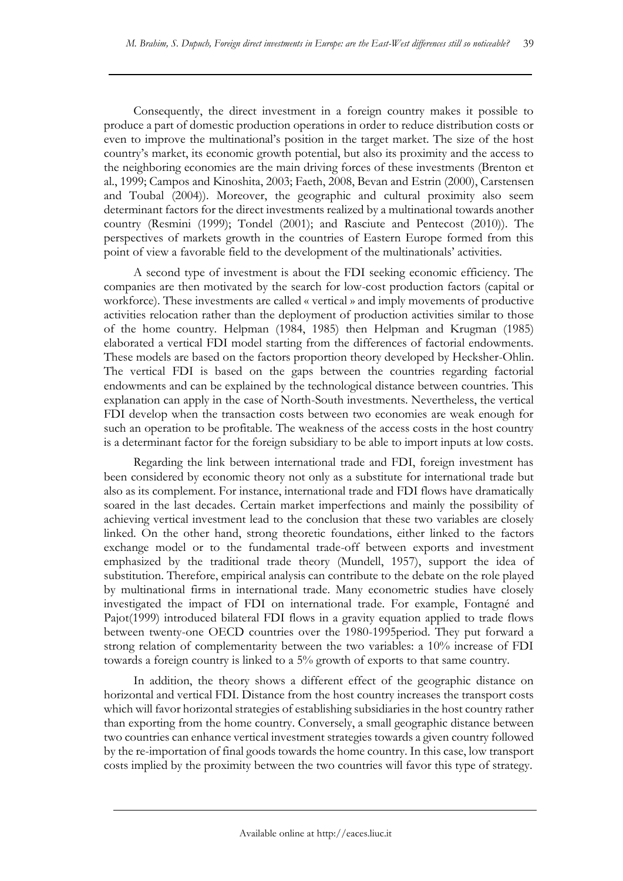Consequently, the direct investment in a foreign country makes it possible to produce a part of domestic production operations in order to reduce distribution costs or even to improve the multinational's position in the target market. The size of the host country's market, its economic growth potential, but also its proximity and the access to the neighboring economies are the main driving forces of these investments (Brenton et al., 1999; Campos and Kinoshita, 2003; Faeth, 2008, Bevan and Estrin (2000), Carstensen and Toubal (2004)). Moreover, the geographic and cultural proximity also seem determinant factors for the direct investments realized by a multinational towards another country (Resmini (1999); Tondel (2001); and Rasciute and Pentecost (2010)). The perspectives of markets growth in the countries of Eastern Europe formed from this point of view a favorable field to the development of the multinationals' activities.

A second type of investment is about the FDI seeking economic efficiency. The companies are then motivated by the search for low-cost production factors (capital or workforce). These investments are called « vertical » and imply movements of productive activities relocation rather than the deployment of production activities similar to those of the home country. Helpman (1984, 1985) then Helpman and Krugman (1985) elaborated a vertical FDI model starting from the differences of factorial endowments. These models are based on the factors proportion theory developed by Hecksher-Ohlin. The vertical FDI is based on the gaps between the countries regarding factorial endowments and can be explained by the technological distance between countries. This explanation can apply in the case of North-South investments. Nevertheless, the vertical FDI develop when the transaction costs between two economies are weak enough for such an operation to be profitable. The weakness of the access costs in the host country is a determinant factor for the foreign subsidiary to be able to import inputs at low costs.

Regarding the link between international trade and FDI, foreign investment has been considered by economic theory not only as a substitute for international trade but also as its complement. For instance, international trade and FDI flows have dramatically soared in the last decades. Certain market imperfections and mainly the possibility of achieving vertical investment lead to the conclusion that these two variables are closely linked. On the other hand, strong theoretic foundations, either linked to the factors exchange model or to the fundamental trade-off between exports and investment emphasized by the traditional trade theory (Mundell, 1957), support the idea of substitution. Therefore, empirical analysis can contribute to the debate on the role played by multinational firms in international trade. Many econometric studies have closely investigated the impact of FDI on international trade. For example, Fontagné and Pajot(1999) introduced bilateral FDI flows in a gravity equation applied to trade flows between twenty-one OECD countries over the 1980-1995period. They put forward a strong relation of complementarity between the two variables: a 10% increase of FDI towards a foreign country is linked to a 5% growth of exports to that same country.

In addition, the theory shows a different effect of the geographic distance on horizontal and vertical FDI. Distance from the host country increases the transport costs which will favor horizontal strategies of establishing subsidiaries in the host country rather than exporting from the home country. Conversely, a small geographic distance between two countries can enhance vertical investment strategies towards a given country followed by the re-importation of final goods towards the home country. In this case, low transport costs implied by the proximity between the two countries will favor this type of strategy.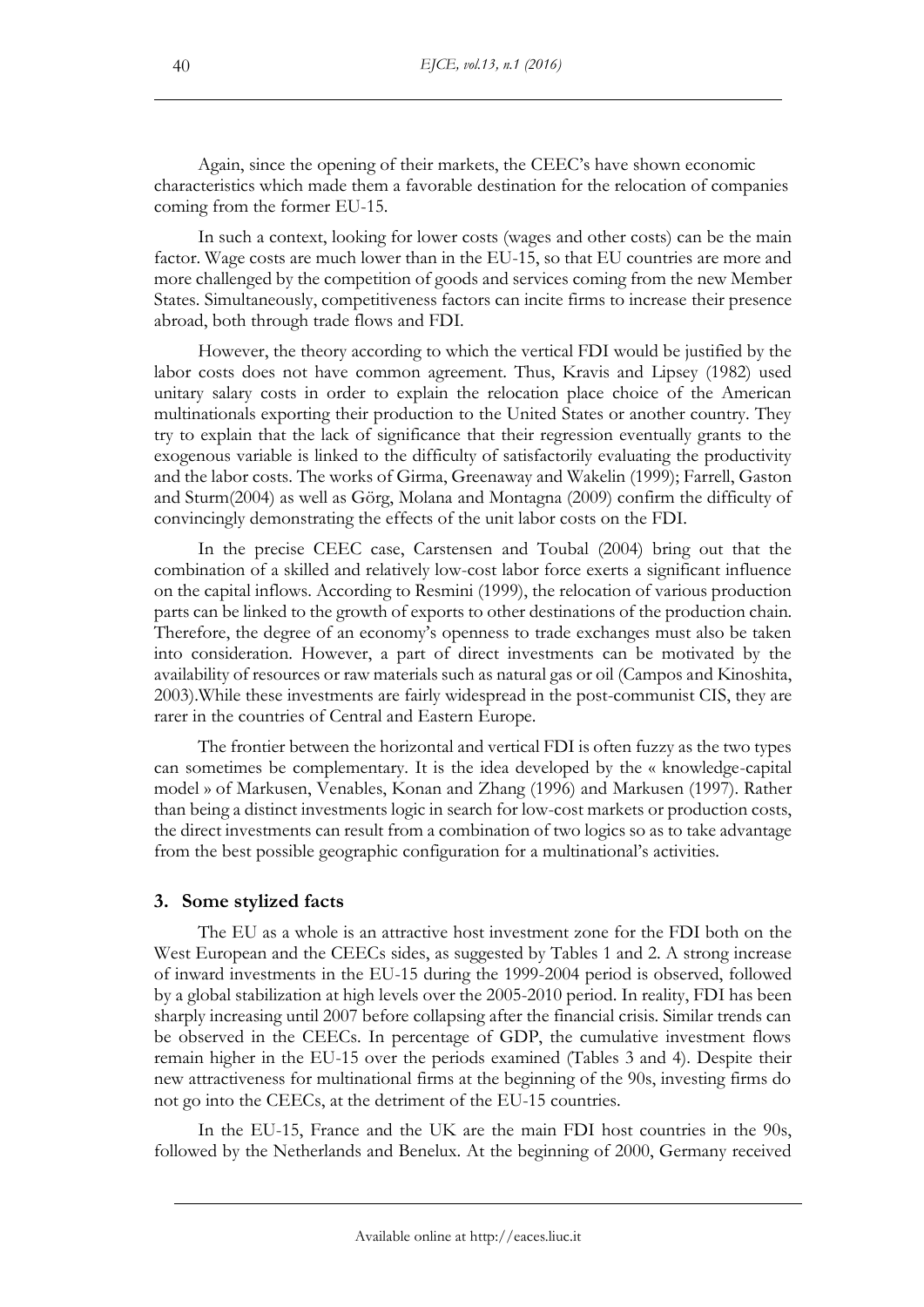Again, since the opening of their markets, the CEEC's have shown economic characteristics which made them a favorable destination for the relocation of companies coming from the former EU-15.

In such a context, looking for lower costs (wages and other costs) can be the main factor. Wage costs are much lower than in the EU-15, so that EU countries are more and more challenged by the competition of goods and services coming from the new Member States. Simultaneously, competitiveness factors can incite firms to increase their presence abroad, both through trade flows and FDI.

However, the theory according to which the vertical FDI would be justified by the labor costs does not have common agreement. Thus, Kravis and Lipsey (1982) used unitary salary costs in order to explain the relocation place choice of the American multinationals exporting their production to the United States or another country. They try to explain that the lack of significance that their regression eventually grants to the exogenous variable is linked to the difficulty of satisfactorily evaluating the productivity and the labor costs. The works of Girma, Greenaway and Wakelin (1999); Farrell, Gaston and Sturm(2004) as well as Görg, Molana and Montagna (2009) confirm the difficulty of convincingly demonstrating the effects of the unit labor costs on the FDI.

In the precise CEEC case, Carstensen and Toubal (2004) bring out that the combination of a skilled and relatively low-cost labor force exerts a significant influence on the capital inflows. According to Resmini (1999), the relocation of various production parts can be linked to the growth of exports to other destinations of the production chain. Therefore, the degree of an economy's openness to trade exchanges must also be taken into consideration. However, a part of direct investments can be motivated by the availability of resources or raw materials such as natural gas or oil (Campos and Kinoshita, 2003).While these investments are fairly widespread in the post-communist CIS, they are rarer in the countries of Central and Eastern Europe.

The frontier between the horizontal and vertical FDI is often fuzzy as the two types can sometimes be complementary. It is the idea developed by the « knowledge-capital model » of Markusen, Venables, Konan and Zhang (1996) and Markusen (1997). Rather than being a distinct investments logic in search for low-cost markets or production costs, the direct investments can result from a combination of two logics so as to take advantage from the best possible geographic configuration for a multinational's activities.

## 3. Some stylized facts

The EU as a whole is an attractive host investment zone for the FDI both on the West European and the CEECs sides, as suggested by Tables 1 and 2. A strong increase of inward investments in the EU-15 during the 1999-2004 period is observed, followed by a global stabilization at high levels over the 2005-2010 period. In reality, FDI has been sharply increasing until 2007 before collapsing after the financial crisis. Similar trends can be observed in the CEECs. In percentage of GDP, the cumulative investment flows remain higher in the EU-15 over the periods examined (Tables 3 and 4). Despite their new attractiveness for multinational firms at the beginning of the 90s, investing firms do not go into the CEECs, at the detriment of the EU-15 countries.

In the EU-15, France and the UK are the main FDI host countries in the 90s, followed by the Netherlands and Benelux. At the beginning of 2000, Germany received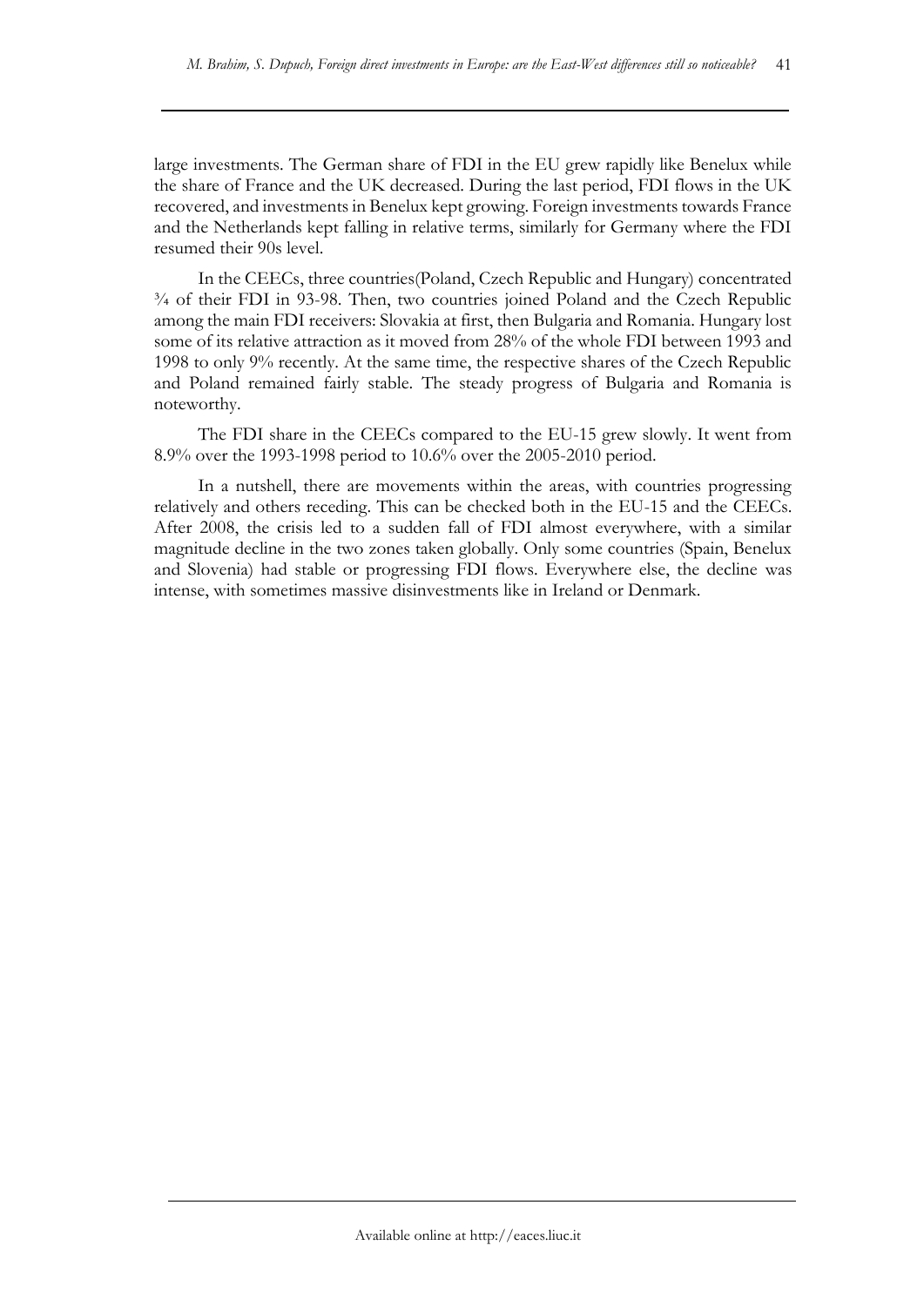large investments. The German share of FDI in the EU grew rapidly like Benelux while the share of France and the UK decreased. During the last period, FDI flows in the UK recovered, and investments in Benelux kept growing. Foreign investments towards France and the Netherlands kept falling in relative terms, similarly for Germany where the FDI resumed their 90s level.

In the CEECs, three countries(Poland, Czech Republic and Hungary) concentrated ¾ of their FDI in 93-98. Then, two countries joined Poland and the Czech Republic among the main FDI receivers: Slovakia at first, then Bulgaria and Romania. Hungary lost some of its relative attraction as it moved from 28% of the whole FDI between 1993 and 1998 to only 9% recently. At the same time, the respective shares of the Czech Republic and Poland remained fairly stable. The steady progress of Bulgaria and Romania is noteworthy.

The FDI share in the CEECs compared to the EU-15 grew slowly. It went from 8.9% over the 1993-1998 period to 10.6% over the 2005-2010 period.

In a nutshell, there are movements within the areas, with countries progressing relatively and others receding. This can be checked both in the EU-15 and the CEECs. After 2008, the crisis led to a sudden fall of FDI almost everywhere, with a similar magnitude decline in the two zones taken globally. Only some countries (Spain, Benelux and Slovenia) had stable or progressing FDI flows. Everywhere else, the decline was intense, with sometimes massive disinvestments like in Ireland or Denmark.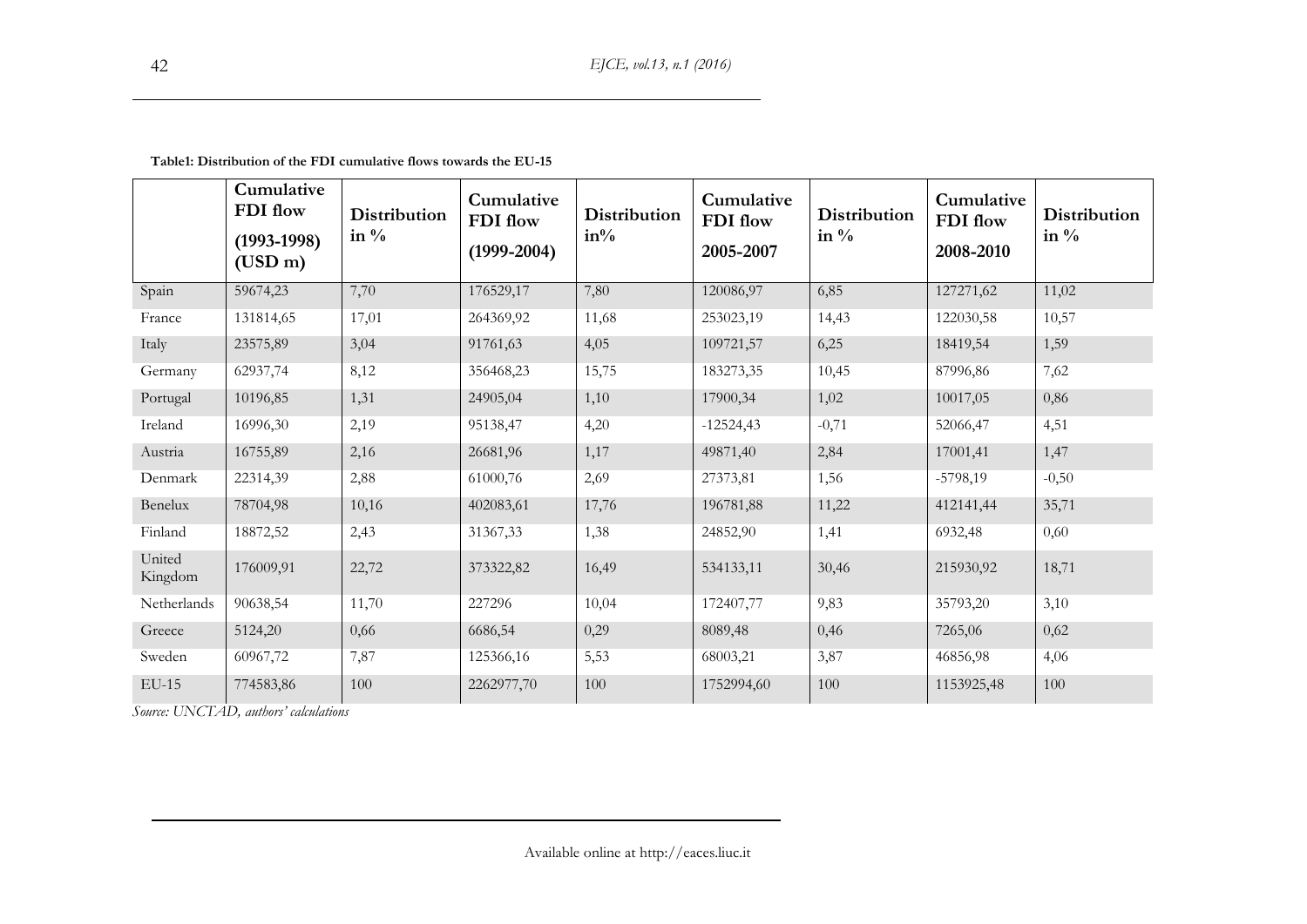**Table1: Distribution of the FDI cumulative flows towards the EU-15**

| | Cumulative FDI flow (1993-1998) (USD m) | Distribution in % | Cumulative FDI flow (1999-2004) | Distribution in% | Cumulative FDI flow 2005-2007 | Distribution in % | Cumulative FDI flow 2008-2010 | Distribution in % |
|---|---|---|---|---|---|---|---|---|
| Spain | 59674,23 | 7,70 | 176529,17 | 7,80 | 120086,97 | 6,85 | 127271,62 | 11,02 |
| France | 131814,65 | 17,01 | 264369,92 | 11,68 | 253023,19 | 14,43 | 122030,58 | 10,57 |
| Italy | 23575,89 | 3,04 | 91761,63 | 4,05 | 109721,57 | 6,25 | 18419,54 | 1,59 |
| Germany | 62937,74 | 8,12 | 356468,23 | 15,75 | 183273,35 | 10,45 | 87996,86 | 7,62 |
| Portugal | 10196,85 | 1,31 | 24905,04 | 1,10 | 17900,34 | 1,02 | 10017,05 | 0,86 |
| Ireland | 16996,30 | 2,19 | 95138,47 | 4,20 | -12524,43 | -0,71 | 52066,47 | 4,51 |
| Austria | 16755,89 | 2,16 | 26681,96 | 1,17 | 49871,40 | 2,84 | 17001,41 | 1,47 |
| Denmark | 22314,39 | 2,88 | 61000,76 | 2,69 | 27373,81 | 1,56 | -5798,19 | -0,50 |
| Benelux | 78704,98 | 10,16 | 402083,61 | 17,76 | 196781,88 | 11,22 | 412141,44 | 35,71 |
| Finland | 18872,52 | 2,43 | 31367,33 | 1,38 | 24852,90 | 1,41 | 6932,48 | 0,60 |
| United Kingdom | 176009,91 | 22,72 | 373322,82 | 16,49 | 534133,11 | 30,46 | 215930,92 | 18,71 |
| Netherlands | 90638,54 | 11,70 | 227296 | 10,04 | 172407,77 | 9,83 | 35793,20 | 3,10 |
| Greece | 5124,20 | 0,66 | 6686,54 | 0,29 | 8089,48 | 0,46 | 7265,06 | 0,62 |
| Sweden | 60967,72 | 7,87 | 125366,16 | 5,53 | 68003,21 | 3,87 | 46856,98 | 4,06 |
| EU-15 | 774583,86 | 100 | 2262977,70 | 100 | 1752994,60 | 100 | 1153925,48 | 100 |

*Source: UNCTAD, authors' calculations*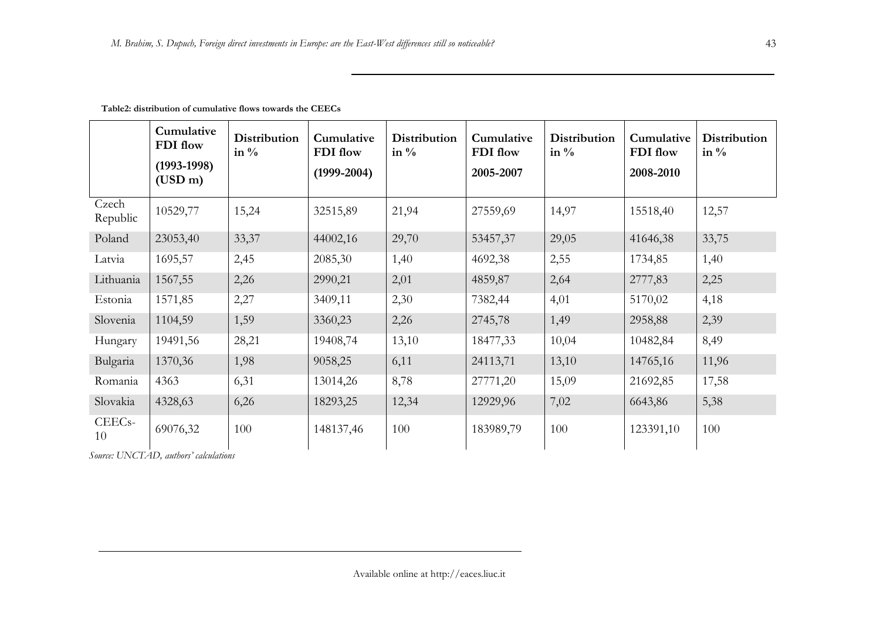**Table2: distribution of cumulative flows towards the CEECs**

| | Cumulative FDI flow (1993-1998) (USD m) | Distribution in % | Cumulative FDI flow (1999-2004) | Distribution in % | Cumulative FDI flow 2005-2007 | Distribution in % | Cumulative FDI flow 2008-2010 | Distribution in % |
|---|---|---|---|---|---|---|---|---|
| Czech Republic | 10529,77 | 15,24 | 32515,89 | 21,94 | 27559,69 | 14,97 | 15518,40 | 12,57 |
| Poland | 23053,40 | 33,37 | 44002,16 | 29,70 | 53457,37 | 29,05 | 41646,38 | 33,75 |
| Latvia | 1695,57 | 2,45 | 2085,30 | 1,40 | 4692,38 | 2,55 | 1734,85 | 1,40 |
| Lithuania | 1567,55 | 2,26 | 2990,21 | 2,01 | 4859,87 | 2,64 | 2777,83 | 2,25 |
| Estonia | 1571,85 | 2,27 | 3409,11 | 2,30 | 7382,44 | 4,01 | 5170,02 | 4,18 |
| Slovenia | 1104,59 | 1,59 | 3360,23 | 2,26 | 2745,78 | 1,49 | 2958,88 | 2,39 |
| Hungary | 19491,56 | 28,21 | 19408,74 | 13,10 | 18477,33 | 10,04 | 10482,84 | 8,49 |
| Bulgaria | 1370,36 | 1,98 | 9058,25 | 6,11 | 24113,71 | 13,10 | 14765,16 | 11,96 |
| Romania | 4363 | 6,31 | 13014,26 | 8,78 | 27771,20 | 15,09 | 21692,85 | 17,58 |
| Slovakia | 4328,63 | 6,26 | 18293,25 | 12,34 | 12929,96 | 7,02 | 6643,86 | 5,38 |
| CEECs-10 | 69076,32 | 100 | 148137,46 | 100 | 183989,79 | 100 | 123391,10 | 100 |

*Source: UNCTAD, authors' calculations*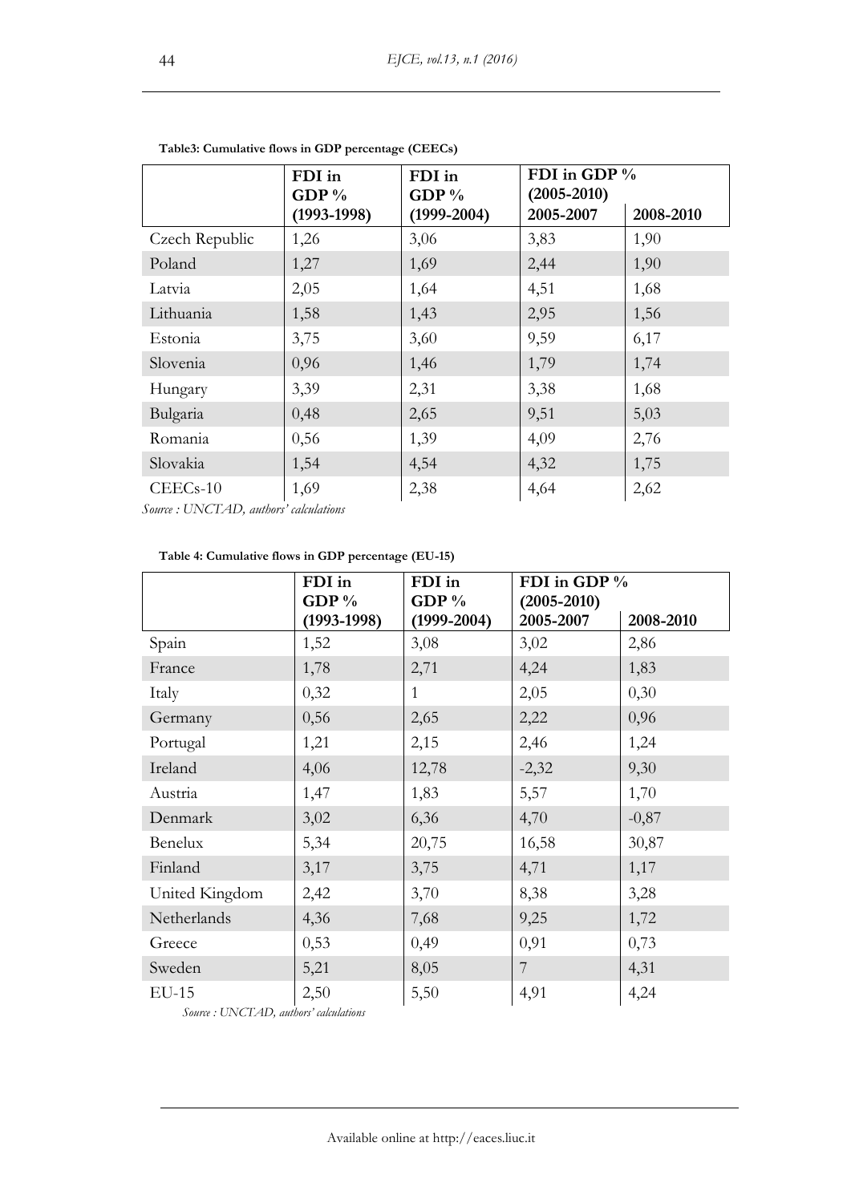**Table3: Cumulative flows in GDP percentage (CEECs)**

| | FDI in GDP % (1993-1998) | FDI in GDP % (1999-2004) | FDI in GDP % (2005-2010) | |
|---|---|---|---|---|
| | | | 2005-2007 | 2008-2010 |
| Czech Republic | 1,26 | 3,06 | 3,83 | 1,90 |
| Poland | 1,27 | 1,69 | 2,44 | 1,90 |
| Latvia | 2,05 | 1,64 | 4,51 | 1,68 |
| Lithuania | 1,58 | 1,43 | 2,95 | 1,56 |
| Estonia | 3,75 | 3,60 | 9,59 | 6,17 |
| Slovenia | 0,96 | 1,46 | 1,79 | 1,74 |
| Hungary | 3,39 | 2,31 | 3,38 | 1,68 |
| Bulgaria | 0,48 | 2,65 | 9,51 | 5,03 |
| Romania | 0,56 | 1,39 | 4,09 | 2,76 |
| Slovakia | 1,54 | 4,54 | 4,32 | 1,75 |
| CEECs-10 | 1,69 | 2,38 | 4,64 | 2,62 |

*Source : UNCTAD, authors' calculations*

**Table 4: Cumulative flows in GDP percentage (EU-15)**

| | FDI in GDP % (1993-1998) | FDI in GDP % (1999-2004) | FDI in GDP % (2005-2010) | |
|---|---|---|---|---|
| | | | 2005-2007 | 2008-2010 |
| Spain | 1,52 | 3,08 | 3,02 | 2,86 |
| France | 1,78 | 2,71 | 4,24 | 1,83 |
| Italy | 0,32 | 1 | 2,05 | 0,30 |
| Germany | 0,56 | 2,65 | 2,22 | 0,96 |
| Portugal | 1,21 | 2,15 | 2,46 | 1,24 |
| Ireland | 4,06 | 12,78 | -2,32 | 9,30 |
| Austria | 1,47 | 1,83 | 5,57 | 1,70 |
| Denmark | 3,02 | 6,36 | 4,70 | -0,87 |
| Benelux | 5,34 | 20,75 | 16,58 | 30,87 |
| Finland | 3,17 | 3,75 | 4,71 | 1,17 |
| United Kingdom | 2,42 | 3,70 | 8,38 | 3,28 |
| Netherlands | 4,36 | 7,68 | 9,25 | 1,72 |
| Greece | 0,53 | 0,49 | 0,91 | 0,73 |
| Sweden | 5,21 | 8,05 | 7 | 4,31 |
| EU-15 | 2,50 | 5,50 | 4,91 | 4,24 |

*Source : UNCTAD, authors' calculations*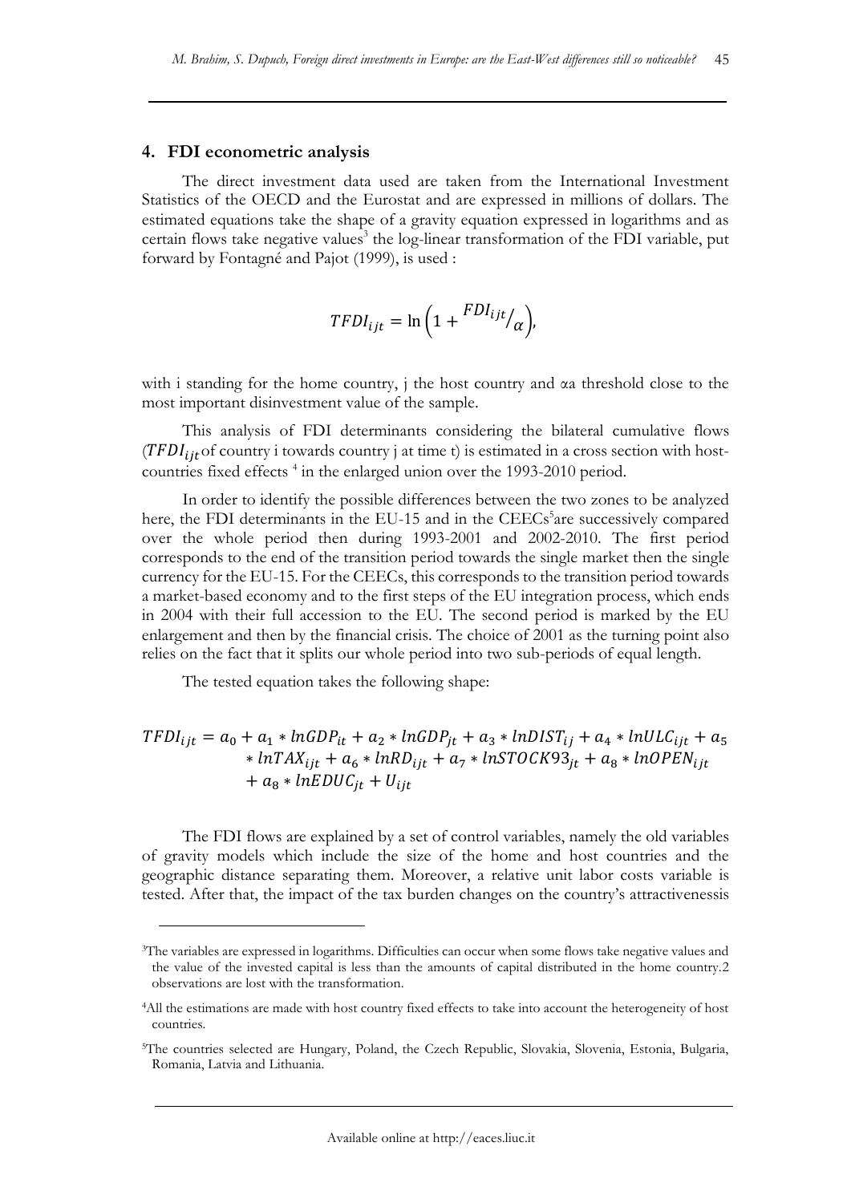## 4. FDI econometric analysis

The direct investment data used are taken from the International Investment Statistics of the OECD and the Eurostat and are expressed in millions of dollars. The estimated equations take the shape of a gravity equation expressed in logarithms and as certain flows take negative values[3] the log-linear transformation of the FDI variable, put forward by Fontagné and Pajot (1999), is used :

$$TFDI_{ijt} = \ln\left(1 + {}^{FDI_{ijt}}/_{\alpha}\right),$$

with i standing for the home country, j the host country and αa threshold close to the most important disinvestment value of the sample.

This analysis of FDI determinants considering the bilateral cumulative flows ($TFDI_{ijt}$ of country i towards country j at time t) is estimated in a cross section with host-countries fixed effects [4] in the enlarged union over the 1993-2010 period.

In order to identify the possible differences between the two zones to be analyzed here, the FDI determinants in the EU-15 and in the CEECs[5]are successively compared over the whole period then during 1993-2001 and 2002-2010. The first period corresponds to the end of the transition period towards the single market then the single currency for the EU-15. For the CEECs, this corresponds to the transition period towards a market-based economy and to the first steps of the EU integration process, which ends in 2004 with their full accession to the EU. The second period is marked by the EU enlargement and then by the financial crisis. The choice of 2001 as the turning point also relies on the fact that it splits our whole period into two sub-periods of equal length.

The tested equation takes the following shape:

$$TFDI_{ijt} = a_0 + a_1 * lnGDP_{it} + a_2 * lnGDP_{jt} + a_3 * lnDIST_{ij} + a_4 * lnULC_{ijt} + a_5 * lnTAX_{ijt} + a_6 * lnRD_{ijt} + a_7 * lnSTOCK93_{jt} + a_8 * lnOPEN_{ijt} + a_8 * lnEDUC_{jt} + U_{ijt}$$

The FDI flows are explained by a set of control variables, namely the old variables of gravity models which include the size of the home and host countries and the geographic distance separating them. Moreover, a relative unit labor costs variable is tested. After that, the impact of the tax burden changes on the country's attractivenessis

[3]The variables are expressed in logarithms. Difficulties can occur when some flows take negative values and the value of the invested capital is less than the amounts of capital distributed in the home country.2 observations are lost with the transformation.

[4]All the estimations are made with host country fixed effects to take into account the heterogeneity of host countries.

[5]The countries selected are Hungary, Poland, the Czech Republic, Slovakia, Slovenia, Estonia, Bulgaria, Romania, Latvia and Lithuania.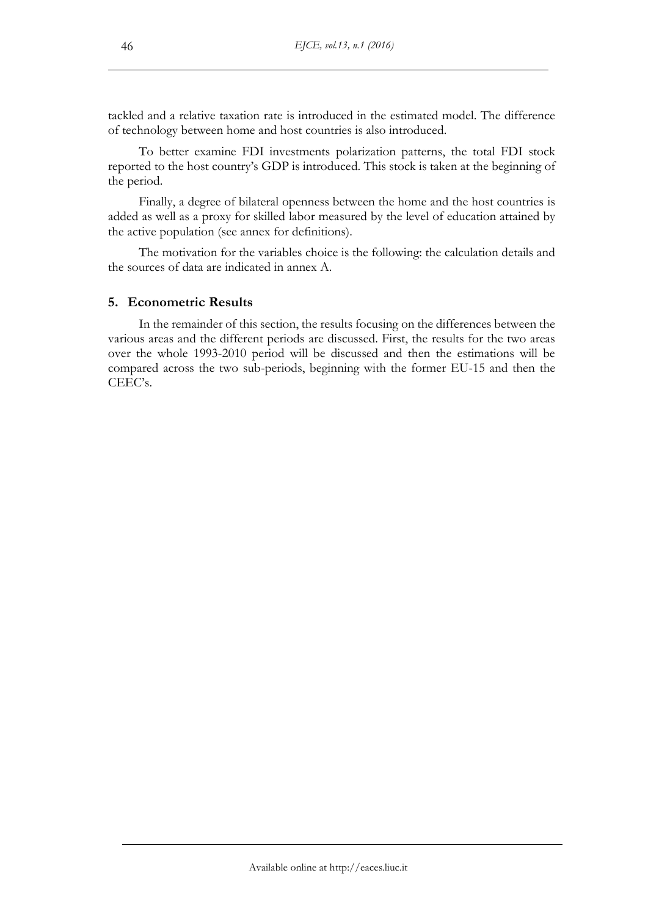tackled and a relative taxation rate is introduced in the estimated model. The difference of technology between home and host countries is also introduced.

To better examine FDI investments polarization patterns, the total FDI stock reported to the host country's GDP is introduced. This stock is taken at the beginning of the period.

Finally, a degree of bilateral openness between the home and the host countries is added as well as a proxy for skilled labor measured by the level of education attained by the active population (see annex for definitions).

The motivation for the variables choice is the following: the calculation details and the sources of data are indicated in annex A.

## 5. Econometric Results

In the remainder of this section, the results focusing on the differences between the various areas and the different periods are discussed. First, the results for the two areas over the whole 1993-2010 period will be discussed and then the estimations will be compared across the two sub-periods, beginning with the former EU-15 and then the CEEC's.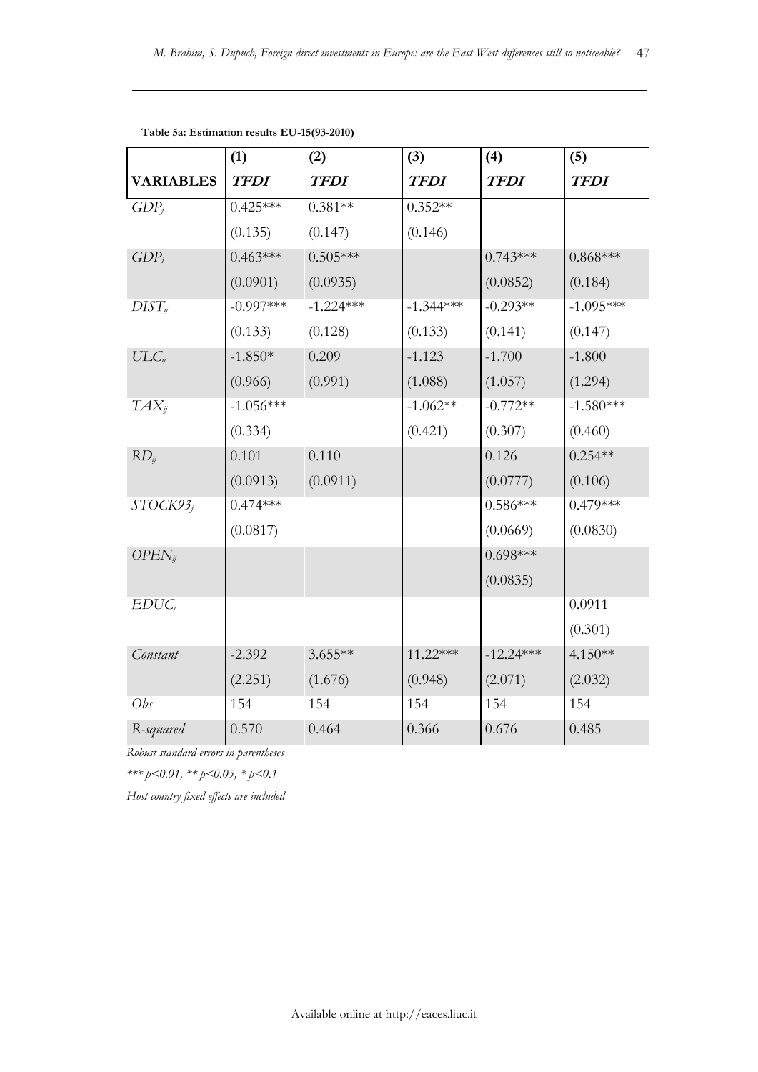**Table 5a: Estimation results EU-15(93-2010)**

| | (1) | (2) | (3) | (4) | (5) |
|---|---|---|---|---|---|
| **VARIABLES** | ***TFDI*** | ***TFDI*** | ***TFDI*** | ***TFDI*** | ***TFDI*** |
| $GDP_j$ | 0.425*** | 0.381** | 0.352** | | |
| | (0.135) | (0.147) | (0.146) | | |
| $GDP_i$ | 0.463*** | 0.505*** | | 0.743*** | 0.868*** |
| | (0.0901) | (0.0935) | | (0.0852) | (0.184) |
| $DIST_{ij}$ | -0.997*** | -1.224*** | -1.344*** | -0.293** | -1.095*** |
| | (0.133) | (0.128) | (0.133) | (0.141) | (0.147) |
| $ULC_{ij}$ | -1.850* | 0.209 | -1.123 | -1.700 | -1.800 |
| | (0.966) | (0.991) | (1.088) | (1.057) | (1.294) |
| $TAX_{ij}$ | -1.056*** | | -1.062** | -0.772** | -1.580*** |
| | (0.334) | | (0.421) | (0.307) | (0.460) |
| $RD_{ij}$ | 0.101 | 0.110 | | 0.126 | 0.254** |
| | (0.0913) | (0.0911) | | (0.0777) | (0.106) |
| $STOCK93_j$ | 0.474*** | | | 0.586*** | 0.479*** |
| | (0.0817) | | | (0.0669) | (0.0830) |
| $OPEN_{ij}$ | | | | 0.698*** | |
| | | | | (0.0835) | |
| $EDUC_j$ | | | | | 0.0911 |
| | | | | | (0.301) |
| *Constant* | -2.392 | 3.655** | 11.22*** | -12.24*** | 4.150** |
| | (2.251) | (1.676) | (0.948) | (2.071) | (2.032) |
| *Obs* | 154 | 154 | 154 | 154 | 154 |
| *R-squared* | 0.570 | 0.464 | 0.366 | 0.676 | 0.485 |

*Robust standard errors in parentheses*

*\*\*\* p<0.01, \*\* p<0.05, \* p<0.1*

*Host country fixed effects are included*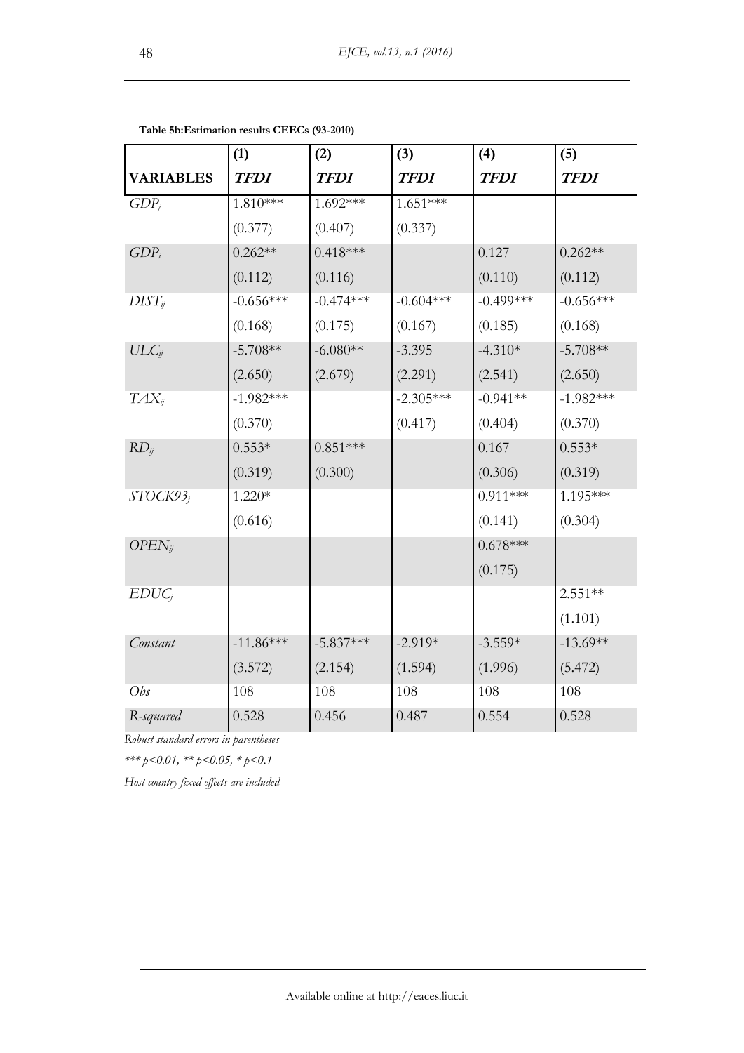**Table 5b:Estimation results CEECs (93-2010)**

| | (1) | (2) | (3) | (4) | (5) |
|---|---|---|---|---|---|
| **VARIABLES** | ***TFDI*** | ***TFDI*** | ***TFDI*** | ***TFDI*** | ***TFDI*** |
| $GDP_j$ | 1.810*** | 1.692*** | 1.651*** | | |
| | (0.377) | (0.407) | (0.337) | | |
| $GDP_i$ | 0.262** | 0.418*** | | 0.127 | 0.262** |
| | (0.112) | (0.116) | | (0.110) | (0.112) |
| $DIST_{ij}$ | -0.656*** | -0.474*** | -0.604*** | -0.499*** | -0.656*** |
| | (0.168) | (0.175) | (0.167) | (0.185) | (0.168) |
| $ULC_{ij}$ | -5.708** | -6.080** | -3.395 | -4.310* | -5.708** |
| | (2.650) | (2.679) | (2.291) | (2.541) | (2.650) |
| $TAX_{ij}$ | -1.982*** | | -2.305*** | -0.941** | -1.982*** |
| | (0.370) | | (0.417) | (0.404) | (0.370) |
| $RD_{ij}$ | 0.553* | 0.851*** | | 0.167 | 0.553* |
| | (0.319) | (0.300) | | (0.306) | (0.319) |
| $STOCK93_j$ | 1.220* | | | 0.911*** | 1.195*** |
| | (0.616) | | | (0.141) | (0.304) |
| $OPEN_{ij}$ | | | | 0.678*** | |
| | | | | (0.175) | |
| $EDUC_j$ | | | | | 2.551** |
| | | | | | (1.101) |
| *Constant* | -11.86*** | -5.837*** | -2.919* | -3.559* | -13.69** |
| | (3.572) | (2.154) | (1.594) | (1.996) | (5.472) |
| *Obs* | 108 | 108 | 108 | 108 | 108 |
| *R-squared* | 0.528 | 0.456 | 0.487 | 0.554 | 0.528 |

*Robust standard errors in parentheses*

*\*\*\* p<0.01, \*\* p<0.05, \* p<0.1*

*Host country fixed effects are included*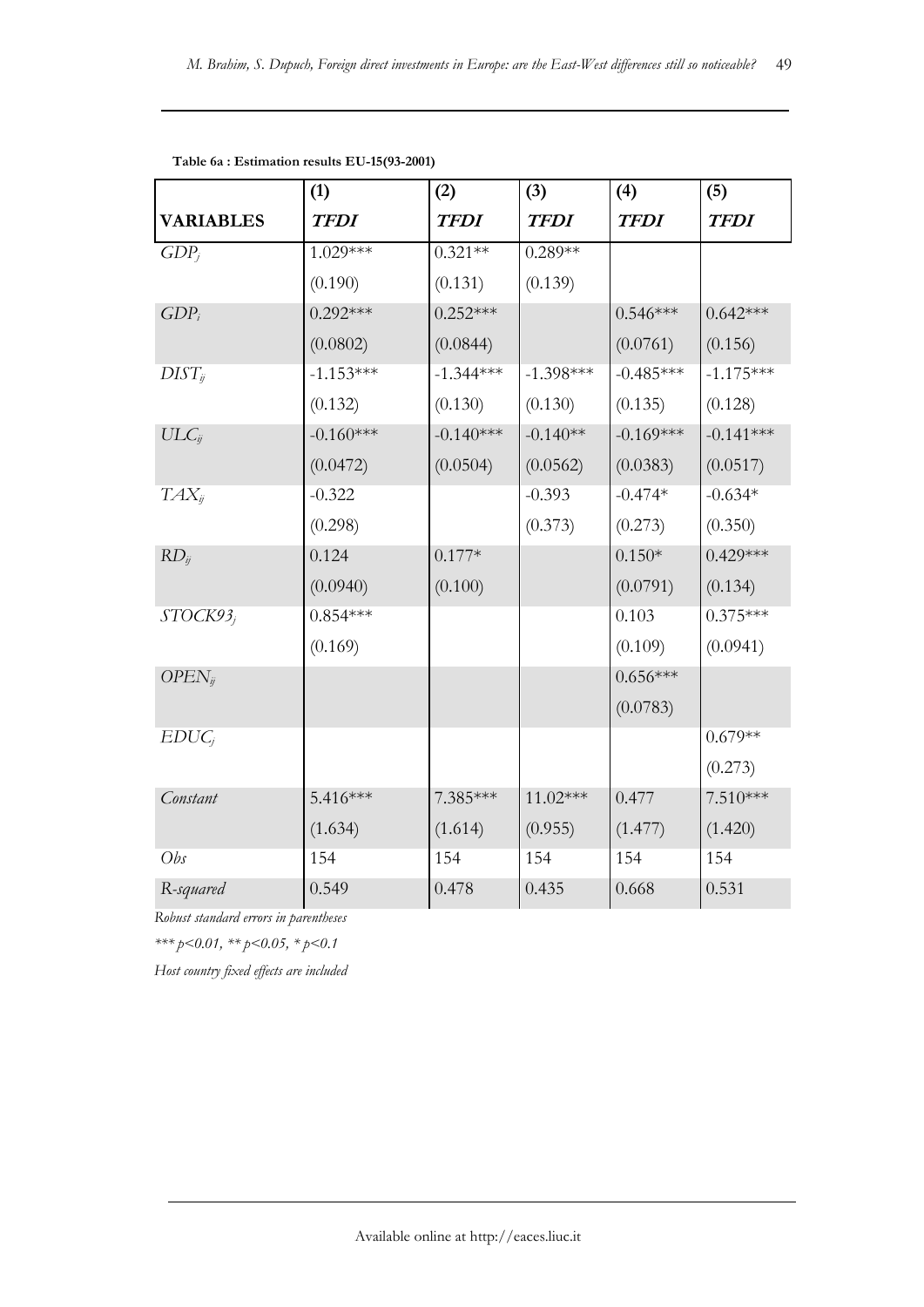**Table 6a : Estimation results EU-15(93-2001)**

| | (1) | (2) | (3) | (4) | (5) |
|---|---|---|---|---|---|
| **VARIABLES** | ***TFDI*** | ***TFDI*** | ***TFDI*** | ***TFDI*** | ***TFDI*** |
| $GDP_j$ | 1.029*** | 0.321** | 0.289** | | |
| | (0.190) | (0.131) | (0.139) | | |
| $GDP_i$ | 0.292*** | 0.252*** | | 0.546*** | 0.642*** |
| | (0.0802) | (0.0844) | | (0.0761) | (0.156) |
| $DIST_{ij}$ | -1.153*** | -1.344*** | -1.398*** | -0.485*** | -1.175*** |
| | (0.132) | (0.130) | (0.130) | (0.135) | (0.128) |
| $ULC_{ij}$ | -0.160*** | -0.140*** | -0.140** | -0.169*** | -0.141*** |
| | (0.0472) | (0.0504) | (0.0562) | (0.0383) | (0.0517) |
| $TAX_{ij}$ | -0.322 | | -0.393 | -0.474* | -0.634* |
| | (0.298) | | (0.373) | (0.273) | (0.350) |
| $RD_{ij}$ | 0.124 | 0.177* | | 0.150* | 0.429*** |
| | (0.0940) | (0.100) | | (0.0791) | (0.134) |
| $STOCK93_j$ | 0.854*** | | | 0.103 | 0.375*** |
| | (0.169) | | | (0.109) | (0.0941) |
| $OPEN_{ij}$ | | | | 0.656*** | |
| | | | | (0.0783) | |
| $EDUC_j$ | | | | | 0.679** |
| | | | | | (0.273) |
| *Constant* | 5.416*** | 7.385*** | 11.02*** | 0.477 | 7.510*** |
| | (1.634) | (1.614) | (0.955) | (1.477) | (1.420) |
| *Obs* | 154 | 154 | 154 | 154 | 154 |
| *R-squared* | 0.549 | 0.478 | 0.435 | 0.668 | 0.531 |

*Robust standard errors in parentheses*

*\*\*\* p<0.01, \*\* p<0.05, \* p<0.1*

*Host country fixed effects are included*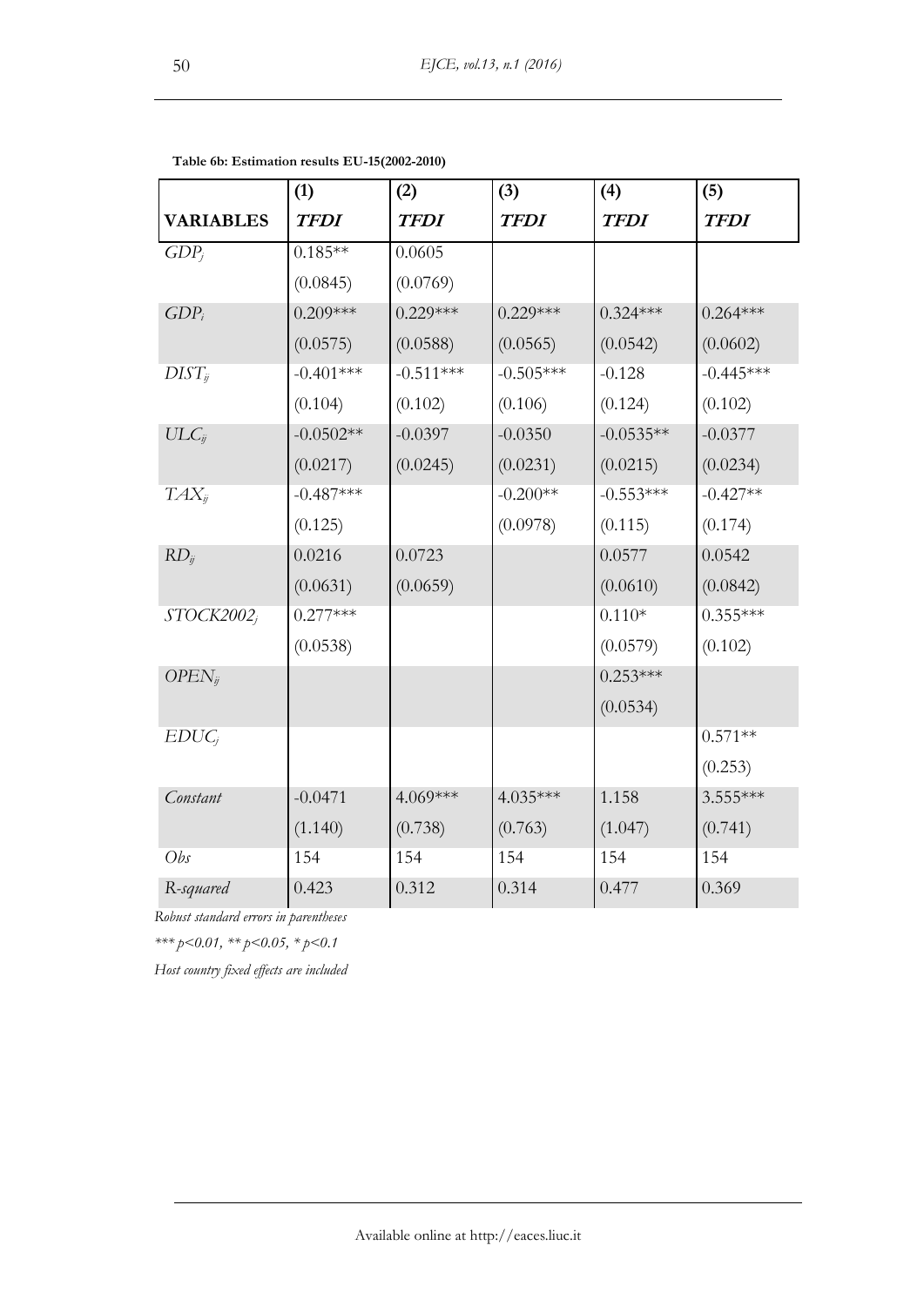**Table 6b: Estimation results EU-15(2002-2010)**

| | (1) | (2) | (3) | (4) | (5) |
|---|---|---|---|---|---|
| **VARIABLES** | ***TFDI*** | ***TFDI*** | ***TFDI*** | ***TFDI*** | ***TFDI*** |
| $GDP_j$ | 0.185** | 0.0605 | | | |
| | (0.0845) | (0.0769) | | | |
| $GDP_i$ | 0.209*** | 0.229*** | 0.229*** | 0.324*** | 0.264*** |
| | (0.0575) | (0.0588) | (0.0565) | (0.0542) | (0.0602) |
| $DIST_{ij}$ | -0.401*** | -0.511*** | -0.505*** | -0.128 | -0.445*** |
| | (0.104) | (0.102) | (0.106) | (0.124) | (0.102) |
| $ULC_{ij}$ | -0.0502** | -0.0397 | -0.0350 | -0.0535** | -0.0377 |
| | (0.0217) | (0.0245) | (0.0231) | (0.0215) | (0.0234) |
| $TAX_{ij}$ | -0.487*** | | -0.200** | -0.553*** | -0.427** |
| | (0.125) | | (0.0978) | (0.115) | (0.174) |
| $RD_{ij}$ | 0.0216 | 0.0723 | | 0.0577 | 0.0542 |
| | (0.0631) | (0.0659) | | (0.0610) | (0.0842) |
| $STOCK2002_j$ | 0.277*** | | | 0.110* | 0.355*** |
| | (0.0538) | | | (0.0579) | (0.102) |
| $OPEN_{ij}$ | | | | 0.253*** | |
| | | | | (0.0534) | |
| $EDUC_j$ | | | | | 0.571** |
| | | | | | (0.253) |
| *Constant* | -0.0471 | 4.069*** | 4.035*** | 1.158 | 3.555*** |
| | (1.140) | (0.738) | (0.763) | (1.047) | (0.741) |
| *Obs* | 154 | 154 | 154 | 154 | 154 |
| *R-squared* | 0.423 | 0.312 | 0.314 | 0.477 | 0.369 |

*Robust standard errors in parentheses*

*\*\*\* p<0.01, \*\* p<0.05, \* p<0.1*

*Host country fixed effects are included*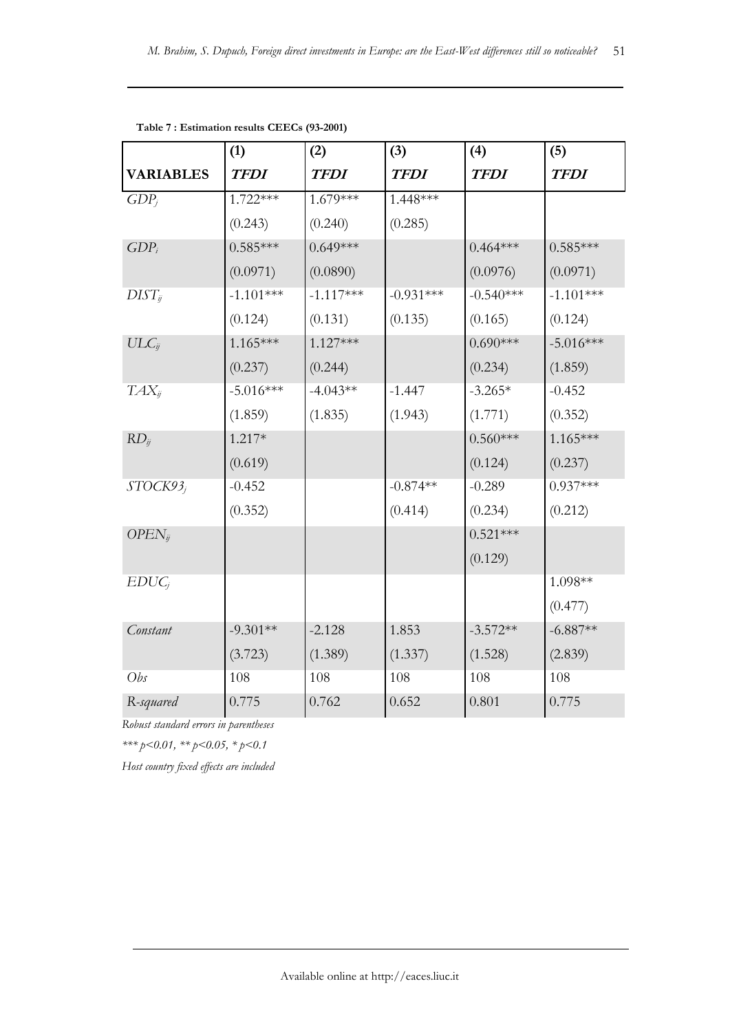**Table 7 : Estimation results CEECs (93-2001)**

| | (1) | (2) | (3) | (4) | (5) |
|---|---|---|---|---|---|
| **VARIABLES** | ***TFDI*** | ***TFDI*** | ***TFDI*** | ***TFDI*** | ***TFDI*** |
| $GDP_j$ | 1.722*** | 1.679*** | 1.448*** | | |
| | (0.243) | (0.240) | (0.285) | | |
| $GDP_i$ | 0.585*** | 0.649*** | | 0.464*** | 0.585*** |
| | (0.0971) | (0.0890) | | (0.0976) | (0.0971) |
| $DIST_{ij}$ | -1.101*** | -1.117*** | -0.931*** | -0.540*** | -1.101*** |
| | (0.124) | (0.131) | (0.135) | (0.165) | (0.124) |
| $ULC_{ij}$ | 1.165*** | 1.127*** | | 0.690*** | -5.016*** |
| | (0.237) | (0.244) | | (0.234) | (1.859) |
| $TAX_{ij}$ | -5.016*** | -4.043** | -1.447 | -3.265* | -0.452 |
| | (1.859) | (1.835) | (1.943) | (1.771) | (0.352) |
| $RD_{ij}$ | 1.217* | | | 0.560*** | 1.165*** |
| | (0.619) | | | (0.124) | (0.237) |
| $STOCK93_j$ | -0.452 | | -0.874** | -0.289 | 0.937*** |
| | (0.352) | | (0.414) | (0.234) | (0.212) |
| $OPEN_{ij}$ | | | | 0.521*** | |
| | | | | (0.129) | |
| $EDUC_j$ | | | | | 1.098** |
| | | | | | (0.477) |
| *Constant* | -9.301** | -2.128 | 1.853 | -3.572** | -6.887** |
| | (3.723) | (1.389) | (1.337) | (1.528) | (2.839) |
| *Obs* | 108 | 108 | 108 | 108 | 108 |
| *R-squared* | 0.775 | 0.762 | 0.652 | 0.801 | 0.775 |

*Robust standard errors in parentheses*

*\*\*\* p<0.01, \*\* p<0.05, \* p<0.1*

*Host country fixed effects are included*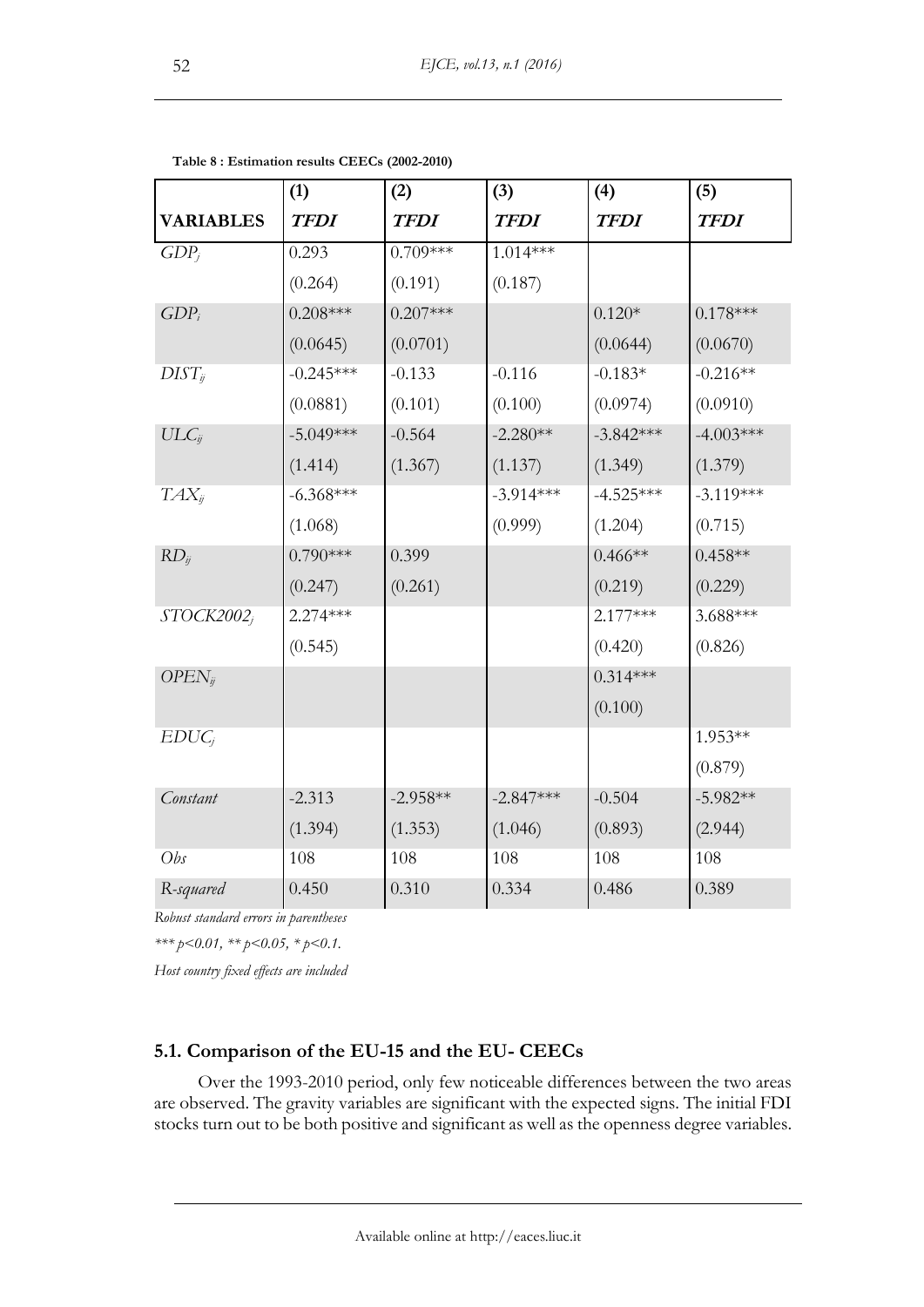**Table 8 : Estimation results CEECs (2002-2010)**

| | (1) | (2) | (3) | (4) | (5) |
|---|---|---|---|---|---|
| **VARIABLES** | ***TFDI*** | ***TFDI*** | ***TFDI*** | ***TFDI*** | ***TFDI*** |
| $GDP_j$ | 0.293 | 0.709*** | 1.014*** | | |
| | (0.264) | (0.191) | (0.187) | | |
| $GDP_i$ | 0.208*** | 0.207*** | | 0.120* | 0.178*** |
| | (0.0645) | (0.0701) | | (0.0644) | (0.0670) |
| $DIST_{ij}$ | -0.245*** | -0.133 | -0.116 | -0.183* | -0.216** |
| | (0.0881) | (0.101) | (0.100) | (0.0974) | (0.0910) |
| $ULC_{ij}$ | -5.049*** | -0.564 | -2.280** | -3.842*** | -4.003*** |
| | (1.414) | (1.367) | (1.137) | (1.349) | (1.379) |
| $TAX_{ij}$ | -6.368*** | | -3.914*** | -4.525*** | -3.119*** |
| | (1.068) | | (0.999) | (1.204) | (0.715) |
| $RD_{ij}$ | 0.790*** | 0.399 | | 0.466** | 0.458** |
| | (0.247) | (0.261) | | (0.219) | (0.229) |
| $STOCK2002_j$ | 2.274*** | | | 2.177*** | 3.688*** |
| | (0.545) | | | (0.420) | (0.826) |
| $OPEN_{ij}$ | | | | 0.314*** | |
| | | | | (0.100) | |
| $EDUC_j$ | | | | | 1.953** |
| | | | | | (0.879) |
| *Constant* | -2.313 | -2.958** | -2.847*** | -0.504 | -5.982** |
| | (1.394) | (1.353) | (1.046) | (0.893) | (2.944) |
| *Obs* | 108 | 108 | 108 | 108 | 108 |
| *R-squared* | 0.450 | 0.310 | 0.334 | 0.486 | 0.389 |

*Robust standard errors in parentheses*

*\*\*\* p<0.01, \*\* p<0.05, \* p<0.1.*

*Host country fixed effects are included*

### 5.1. Comparison of the EU-15 and the EU- CEECs

Over the 1993-2010 period, only few noticeable differences between the two areas are observed. The gravity variables are significant with the expected signs. The initial FDI stocks turn out to be both positive and significant as well as the openness degree variables.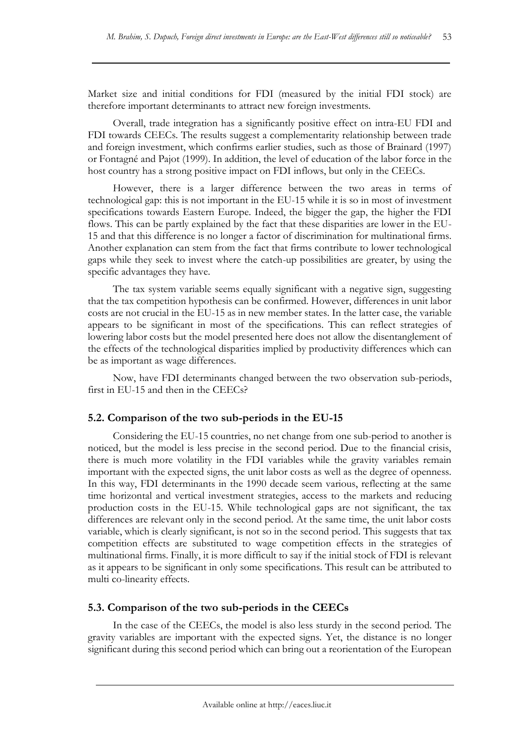Market size and initial conditions for FDI (measured by the initial FDI stock) are therefore important determinants to attract new foreign investments.

Overall, trade integration has a significantly positive effect on intra-EU FDI and FDI towards CEECs. The results suggest a complementarity relationship between trade and foreign investment, which confirms earlier studies, such as those of Brainard (1997) or Fontagné and Pajot (1999). In addition, the level of education of the labor force in the host country has a strong positive impact on FDI inflows, but only in the CEECs.

However, there is a larger difference between the two areas in terms of technological gap: this is not important in the EU-15 while it is so in most of investment specifications towards Eastern Europe. Indeed, the bigger the gap, the higher the FDI flows. This can be partly explained by the fact that these disparities are lower in the EU-15 and that this difference is no longer a factor of discrimination for multinational firms. Another explanation can stem from the fact that firms contribute to lower technological gaps while they seek to invest where the catch-up possibilities are greater, by using the specific advantages they have.

The tax system variable seems equally significant with a negative sign, suggesting that the tax competition hypothesis can be confirmed. However, differences in unit labor costs are not crucial in the EU-15 as in new member states. In the latter case, the variable appears to be significant in most of the specifications. This can reflect strategies of lowering labor costs but the model presented here does not allow the disentanglement of the effects of the technological disparities implied by productivity differences which can be as important as wage differences.

Now, have FDI determinants changed between the two observation sub-periods, first in EU-15 and then in the CEECs?

### 5.2. Comparison of the two sub-periods in the EU-15

Considering the EU-15 countries, no net change from one sub-period to another is noticed, but the model is less precise in the second period. Due to the financial crisis, there is much more volatility in the FDI variables while the gravity variables remain important with the expected signs, the unit labor costs as well as the degree of openness. In this way, FDI determinants in the 1990 decade seem various, reflecting at the same time horizontal and vertical investment strategies, access to the markets and reducing production costs in the EU-15. While technological gaps are not significant, the tax differences are relevant only in the second period. At the same time, the unit labor costs variable, which is clearly significant, is not so in the second period. This suggests that tax competition effects are substituted to wage competition effects in the strategies of multinational firms. Finally, it is more difficult to say if the initial stock of FDI is relevant as it appears to be significant in only some specifications. This result can be attributed to multi co-linearity effects.

### 5.3. Comparison of the two sub-periods in the CEECs

In the case of the CEECs, the model is also less sturdy in the second period. The gravity variables are important with the expected signs. Yet, the distance is no longer significant during this second period which can bring out a reorientation of the European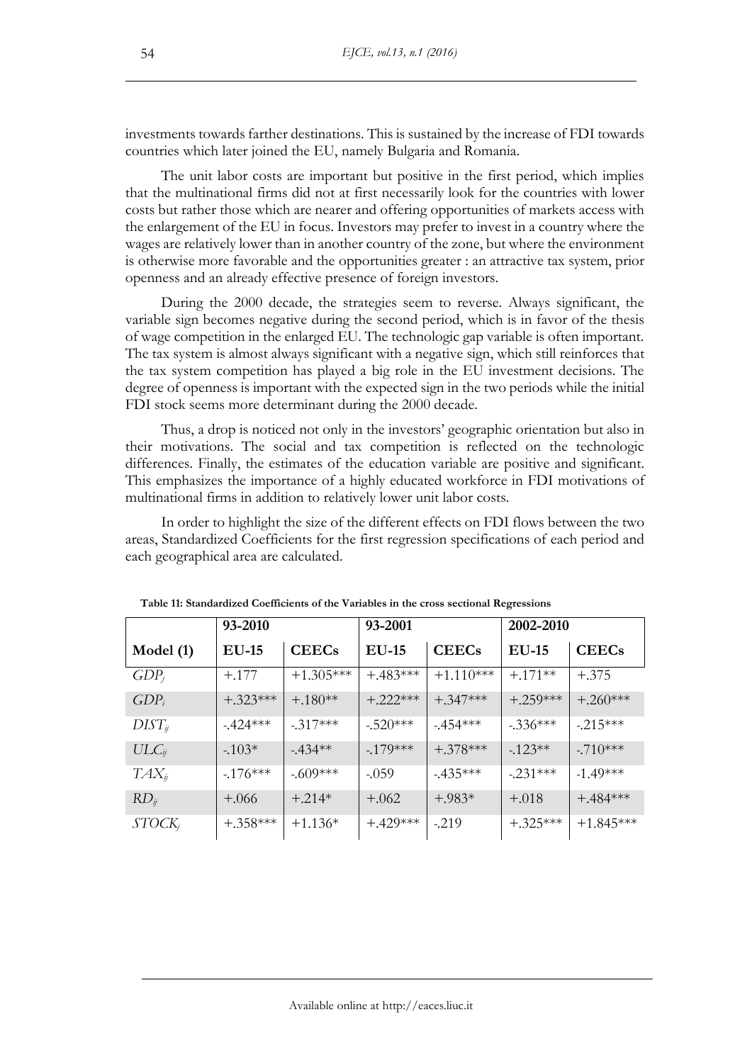investments towards farther destinations. This is sustained by the increase of FDI towards countries which later joined the EU, namely Bulgaria and Romania.

The unit labor costs are important but positive in the first period, which implies that the multinational firms did not at first necessarily look for the countries with lower costs but rather those which are nearer and offering opportunities of markets access with the enlargement of the EU in focus. Investors may prefer to invest in a country where the wages are relatively lower than in another country of the zone, but where the environment is otherwise more favorable and the opportunities greater : an attractive tax system, prior openness and an already effective presence of foreign investors.

During the 2000 decade, the strategies seem to reverse. Always significant, the variable sign becomes negative during the second period, which is in favor of the thesis of wage competition in the enlarged EU. The technologic gap variable is often important. The tax system is almost always significant with a negative sign, which still reinforces that the tax system competition has played a big role in the EU investment decisions. The degree of openness is important with the expected sign in the two periods while the initial FDI stock seems more determinant during the 2000 decade.

Thus, a drop is noticed not only in the investors' geographic orientation but also in their motivations. The social and tax competition is reflected on the technologic differences. Finally, the estimates of the education variable are positive and significant. This emphasizes the importance of a highly educated workforce in FDI motivations of multinational firms in addition to relatively lower unit labor costs.

In order to highlight the size of the different effects on FDI flows between the two areas, Standardized Coefficients for the first regression specifications of each period and each geographical area are calculated.

**Table 11: Standardized Coefficients of the Variables in the cross sectional Regressions**

| | 93-2010 | | 93-2001 | | 2002-2010 | |
|---|---|---|---|---|---|---|
| **Model (1)** | **EU-15** | **CEECs** | **EU-15** | **CEECs** | **EU-15** | **CEECs** |
| $GDP_j$ | +.177 | +1.305*** | +.483*** | +1.110*** | +.171** | +.375 |
| $GDP_i$ | +.323*** | +.180** | +.222*** | +.347*** | +.259*** | +.260*** |
| $DIST_{ij}$ | -.424*** | -.317*** | -.520*** | -.454*** | -.336*** | -.215*** |
| $ULC_{ij}$ | -.103* | -.434** | -.179*** | +.378*** | -.123** | -.710*** |
| $TAX_{ij}$ | -.176*** | -.609*** | -.059 | -.435*** | -.231*** | -1.49*** |
| $RD_{ij}$ | +.066 | +.214* | +.062 | +.983* | +.018 | +.484*** |
| $STOCK_j$ | +.358*** | +1.136* | +.429*** | -.219 | +.325*** | +1.845*** |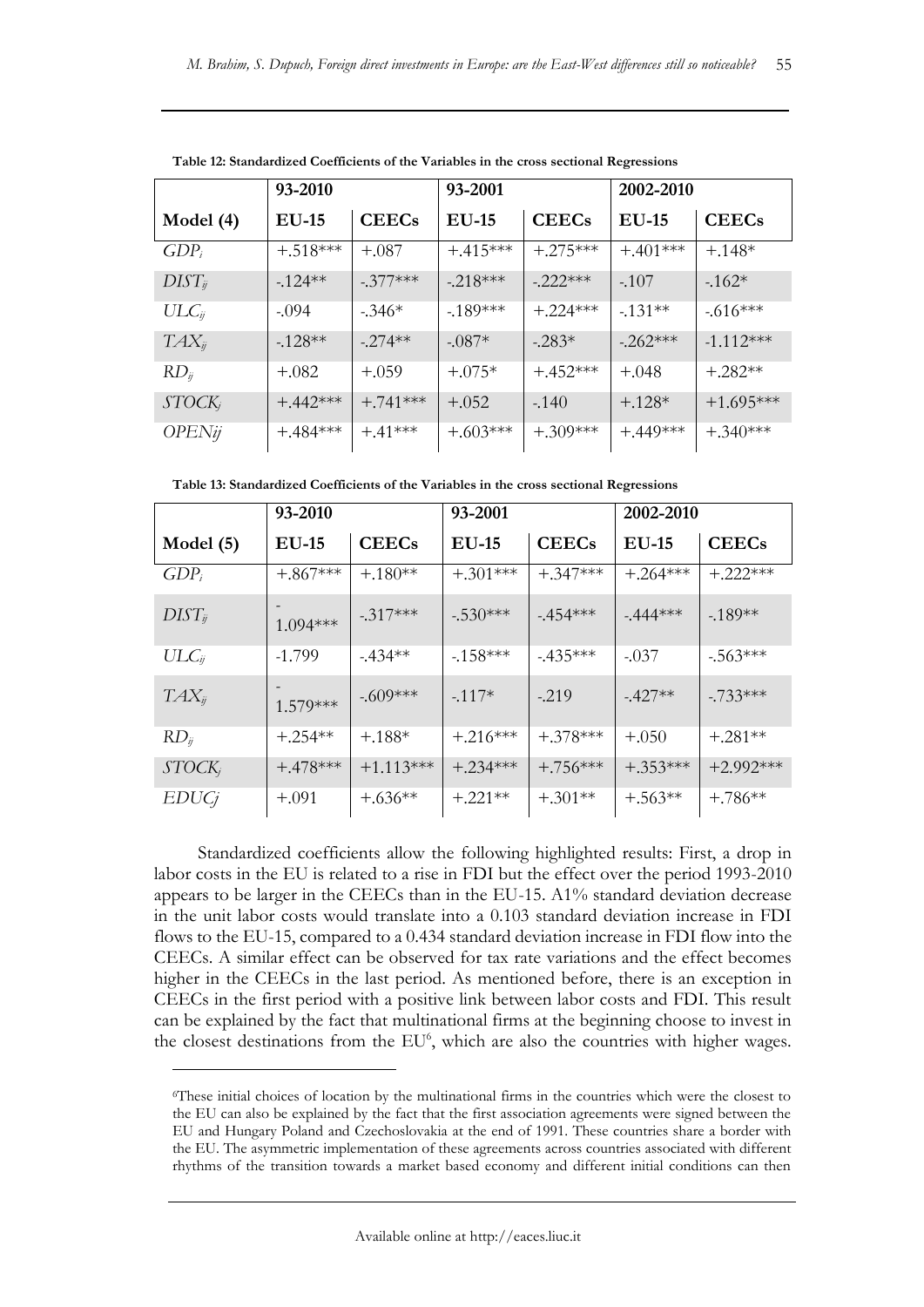**Table 12: Standardized Coefficients of the Variables in the cross sectional Regressions**

| | 93-2010 | | 93-2001 | | 2002-2010 | |
|---|---|---|---|---|---|---|
| **Model (4)** | **EU-15** | **CEECs** | **EU-15** | **CEECs** | **EU-15** | **CEECs** |
| $GDP_i$ | +.518*** | +.087 | +.415*** | +.275*** | +.401*** | +.148* |
| $DIST_{ij}$ | -.124** | -.377*** | -.218*** | -.222*** | -.107 | -.162* |
| $ULC_{ij}$ | -.094 | -.346* | -.189*** | +.224*** | -.131** | -.616*** |
| $TAX_{ij}$ | -.128** | -.274** | -.087* | -.283* | -.262*** | -1.112*** |
| $RD_{ij}$ | +.082 | +.059 | +.075* | +.452*** | +.048 | +.282** |
| $STOCK_j$ | +.442*** | +.741*** | +.052 | -.140 | +.128* | +1.695*** |
| $OPENij$ | +.484*** | +.41*** | +.603*** | +.309*** | +.449*** | +.340*** |

**Table 13: Standardized Coefficients of the Variables in the cross sectional Regressions**

| | 93-2010 | | 93-2001 | | 2002-2010 | |
|---|---|---|---|---|---|---|
| **Model (5)** | **EU-15** | **CEECs** | **EU-15** | **CEECs** | **EU-15** | **CEECs** |
| $GDP_i$ | +.867*** | +.180** | +.301*** | +.347*** | +.264*** | +.222*** |
| $DIST_{ij}$ | -1.094*** | -.317*** | -.530*** | -.454*** | -.444*** | -.189** |
| $ULC_{ij}$ | -1.799 | -.434** | -.158*** | -.435*** | -.037 | -.563*** |
| $TAX_{ij}$ | -1.579*** | -.609*** | -.117* | -.219 | -.427** | -.733*** |
| $RD_{ij}$ | +.254** | +.188* | +.216*** | +.378*** | +.050 | +.281** |
| $STOCK_j$ | +.478*** | +1.113*** | +.234*** | +.756*** | +.353*** | +2.992*** |
| $EDUCj$ | +.091 | +.636** | +.221** | +.301** | +.563** | +.786** |

Standardized coefficients allow the following highlighted results: First, a drop in labor costs in the EU is related to a rise in FDI but the effect over the period 1993-2010 appears to be larger in the CEECs than in the EU-15. A1% standard deviation decrease in the unit labor costs would translate into a 0.103 standard deviation increase in FDI flows to the EU-15, compared to a 0.434 standard deviation increase in FDI flow into the CEECs. A similar effect can be observed for tax rate variations and the effect becomes higher in the CEECs in the last period. As mentioned before, there is an exception in CEECs in the first period with a positive link between labor costs and FDI. This result can be explained by the fact that multinational firms at the beginning choose to invest in the closest destinations from the EU[6], which are also the countries with higher wages.

[6]These initial choices of location by the multinational firms in the countries which were the closest to the EU can also be explained by the fact that the first association agreements were signed between the EU and Hungary Poland and Czechoslovakia at the end of 1991. These countries share a border with the EU. The asymmetric implementation of these agreements across countries associated with different rhythms of the transition towards a market based economy and different initial conditions can then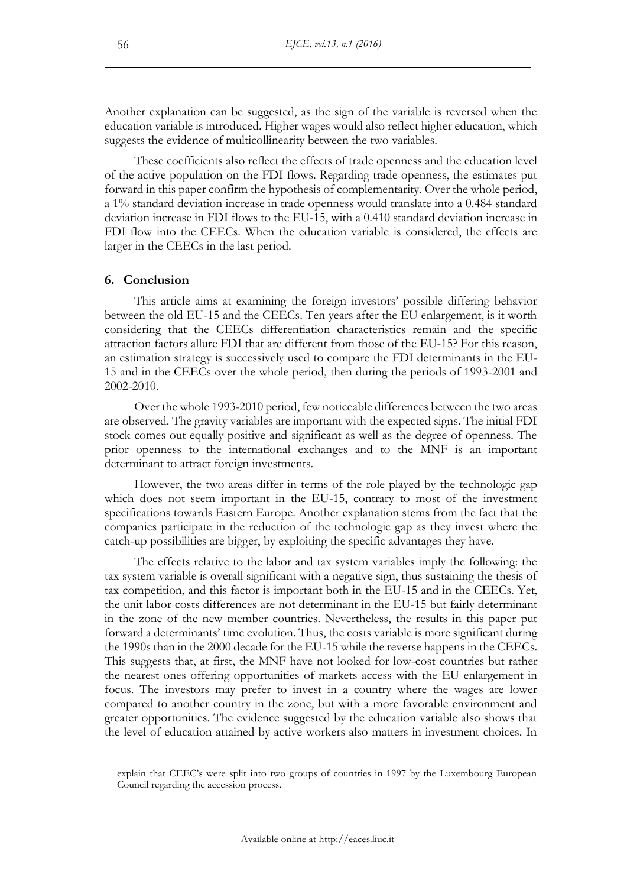Another explanation can be suggested, as the sign of the variable is reversed when the education variable is introduced. Higher wages would also reflect higher education, which suggests the evidence of multicollinearity between the two variables.

These coefficients also reflect the effects of trade openness and the education level of the active population on the FDI flows. Regarding trade openness, the estimates put forward in this paper confirm the hypothesis of complementarity. Over the whole period, a 1% standard deviation increase in trade openness would translate into a 0.484 standard deviation increase in FDI flows to the EU-15, with a 0.410 standard deviation increase in FDI flow into the CEECs. When the education variable is considered, the effects are larger in the CEECs in the last period.

## 6. Conclusion

This article aims at examining the foreign investors' possible differing behavior between the old EU-15 and the CEECs. Ten years after the EU enlargement, is it worth considering that the CEECs differentiation characteristics remain and the specific attraction factors allure FDI that are different from those of the EU-15? For this reason, an estimation strategy is successively used to compare the FDI determinants in the EU-15 and in the CEECs over the whole period, then during the periods of 1993-2001 and 2002-2010.

Over the whole 1993-2010 period, few noticeable differences between the two areas are observed. The gravity variables are important with the expected signs. The initial FDI stock comes out equally positive and significant as well as the degree of openness. The prior openness to the international exchanges and to the MNF is an important determinant to attract foreign investments.

However, the two areas differ in terms of the role played by the technologic gap which does not seem important in the EU-15, contrary to most of the investment specifications towards Eastern Europe. Another explanation stems from the fact that the companies participate in the reduction of the technologic gap as they invest where the catch-up possibilities are bigger, by exploiting the specific advantages they have.

The effects relative to the labor and tax system variables imply the following: the tax system variable is overall significant with a negative sign, thus sustaining the thesis of tax competition, and this factor is important both in the EU-15 and in the CEECs. Yet, the unit labor costs differences are not determinant in the EU-15 but fairly determinant in the zone of the new member countries. Nevertheless, the results in this paper put forward a determinants' time evolution. Thus, the costs variable is more significant during the 1990s than in the 2000 decade for the EU-15 while the reverse happens in the CEECs. This suggests that, at first, the MNF have not looked for low-cost countries but rather the nearest ones offering opportunities of markets access with the EU enlargement in focus. The investors may prefer to invest in a country where the wages are lower compared to another country in the zone, but with a more favorable environment and greater opportunities. The evidence suggested by the education variable also shows that the level of education attained by active workers also matters in investment choices. In

---

explain that CEEC's were split into two groups of countries in 1997 by the Luxembourg European Council regarding the accession process.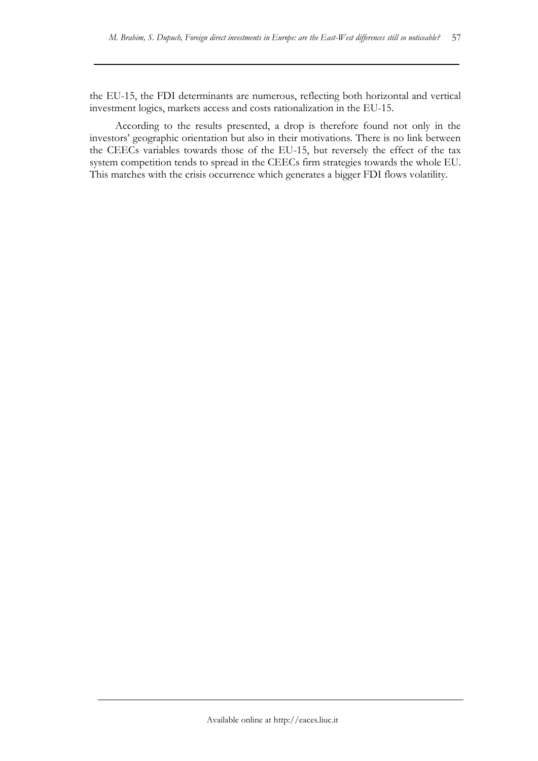the EU-15, the FDI determinants are numerous, reflecting both horizontal and vertical investment logics, markets access and costs rationalization in the EU-15.

According to the results presented, a drop is therefore found not only in the investors' geographic orientation but also in their motivations. There is no link between the CEECs variables towards those of the EU-15, but reversely the effect of the tax system competition tends to spread in the CEECs firm strategies towards the whole EU. This matches with the crisis occurrence which generates a bigger FDI flows volatility.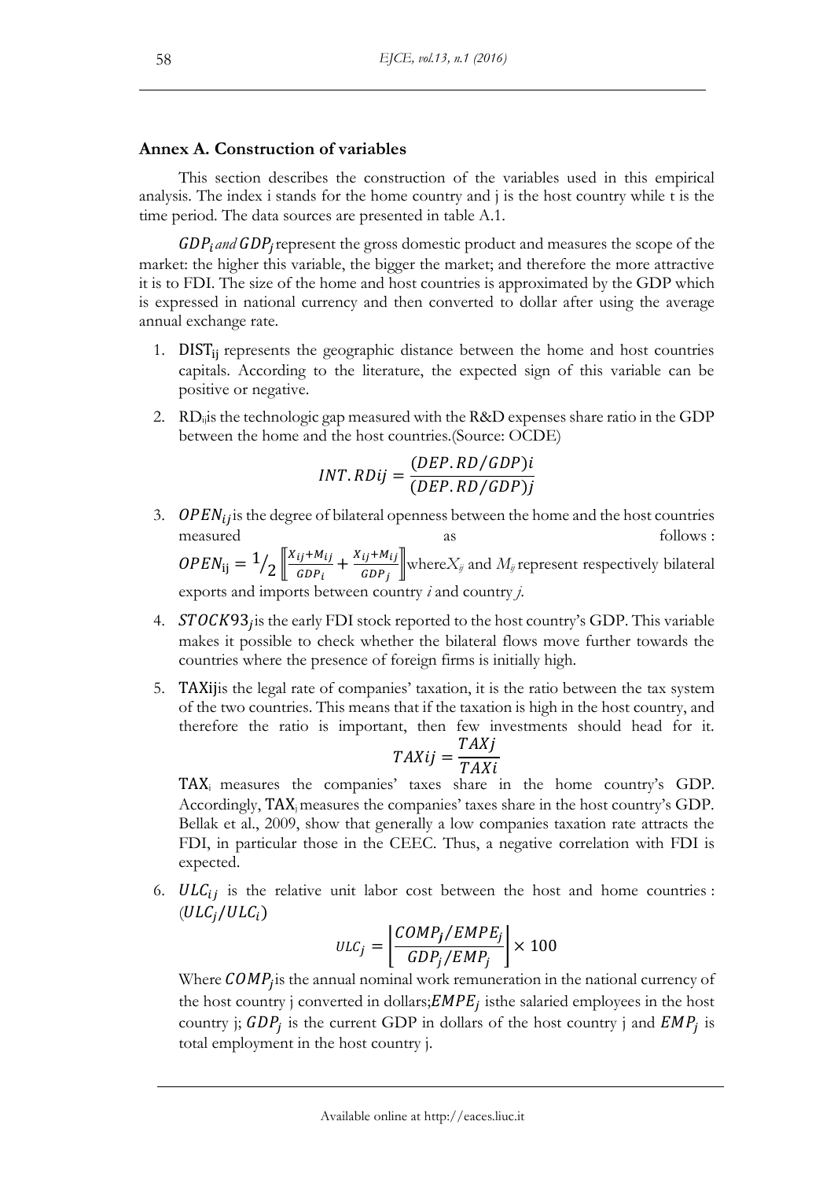## Annex A. Construction of variables

This section describes the construction of the variables used in this empirical analysis. The index i stands for the home country and j is the host country while t is the time period. The data sources are presented in table A.1.

$GDP_i$ *and* $GDP_j$ represent the gross domestic product and measures the scope of the market: the higher this variable, the bigger the market; and therefore the more attractive it is to FDI. The size of the home and host countries is approximated by the GDP which is expressed in national currency and then converted to dollar after using the average annual exchange rate.

1. $DIST_{ij}$ represents the geographic distance between the home and host countries capitals. According to the literature, the expected sign of this variable can be positive or negative.

2. $RD_{ij}$ is the technologic gap measured with the R&D expenses share ratio in the GDP between the home and the host countries.(Source: OCDE)

$$INT.RDij = \frac{(DEP.RD/GDP)i}{(DEP.RD/GDP)j}$$

3. $OPEN_{ij}$ is the degree of bilateral openness between the home and the host countries measured as follows : $OPEN_{ij} = {}^{1}/_{2} \left[\!\left[ \frac{X_{ij}+M_{ij}}{GDP_i} + \frac{X_{ij}+M_{ij}}{GDP_j} \right]\!\right]$ where $X_{ij}$ and $M_{ij}$ represent respectively bilateral exports and imports between country *i* and country *j*.

4. $STOCK93_j$ is the early FDI stock reported to the host country's GDP. This variable makes it possible to check whether the bilateral flows move further towards the countries where the presence of foreign firms is initially high.

5. $TAXij$ is the legal rate of companies' taxation, it is the ratio between the tax system of the two countries. This means that if the taxation is high in the host country, and therefore the ratio is important, then few investments should head for it.

$$TAXij = \frac{TAXj}{TAXi}$$

   $TAX_i$ measures the companies' taxes share in the home country's GDP. Accordingly, $TAX_j$ measures the companies' taxes share in the host country's GDP. Bellak et al., 2009, show that generally a low companies taxation rate attracts the FDI, in particular those in the CEEC. Thus, a negative correlation with FDI is expected.

6. $ULC_{ij}$ is the relative unit labor cost between the host and home countries : $(ULC_j/ULC_i)$

$$ULC_j = \left| \frac{COMP_j/EMPE_j}{GDP_j/EMP_j} \right| \times 100$$

   Where $COMP_j$ is the annual nominal work remuneration in the national currency of the host country j converted in dollars; $EMPE_j$ isthe salaried employees in the host country j; $GDP_j$ is the current GDP in dollars of the host country j and $EMP_j$ is total employment in the host country j.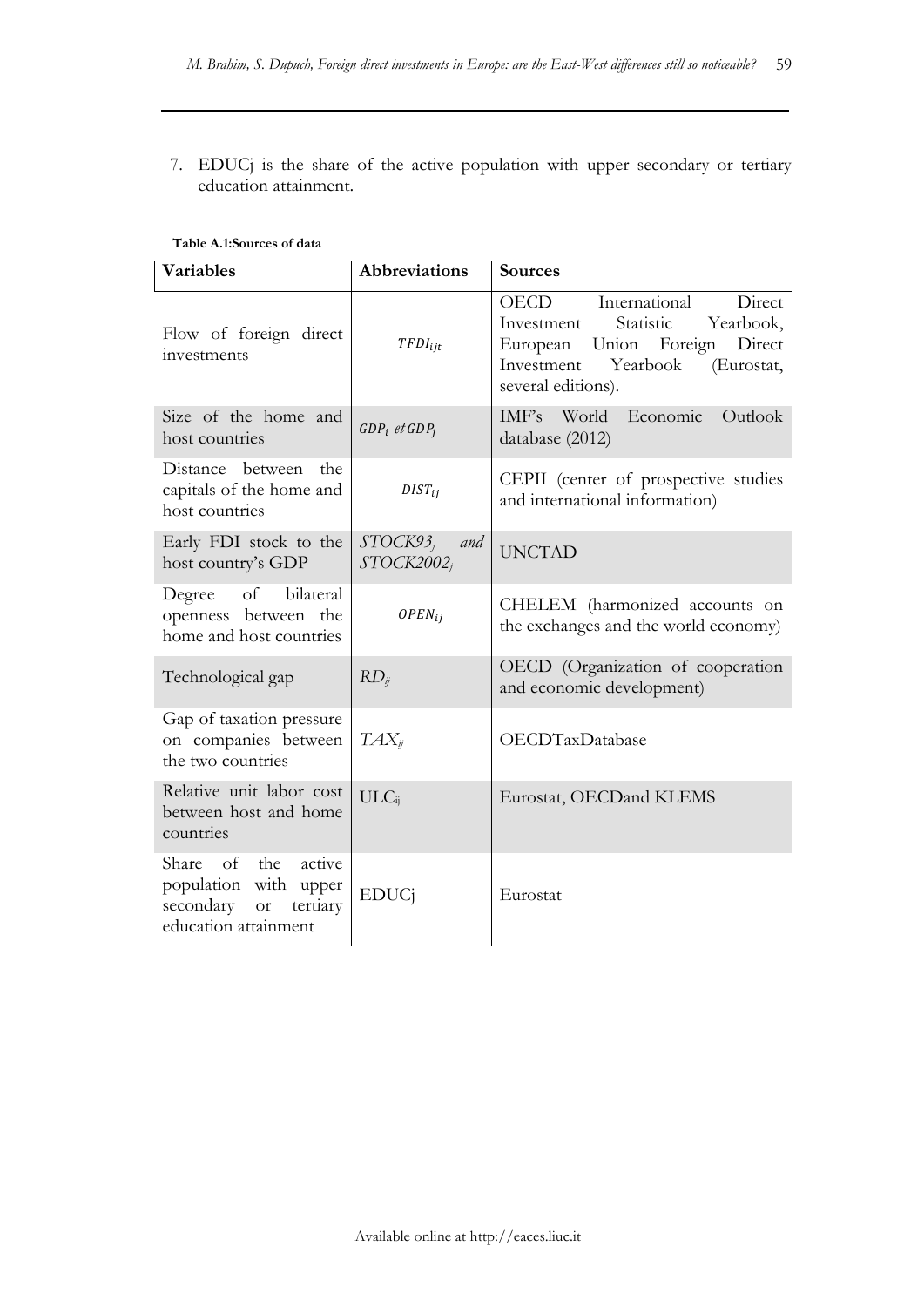7. EDUCj is the share of the active population with upper secondary or tertiary education attainment.

**Table A.1:Sources of data**

| Variables | Abbreviations | Sources |
|---|---|---|
| Flow of foreign direct investments | $TFDI_{ijt}$ | OECD International Direct Investment Statistic Yearbook, European Union Foreign Direct Investment Yearbook (Eurostat, several editions). |
| Size of the home and host countries | $GDP_i$ *et* $GDP_j$ | IMF's World Economic Outlook database (2012) |
| Distance between the capitals of the home and host countries | $DIST_{ij}$ | CEPII (center of prospective studies and international information) |
| Early FDI stock to the host country's GDP | $STOCK93_j$ *and* $STOCK2002_j$ | UNCTAD |
| Degree of bilateral openness between the home and host countries | $OPEN_{ij}$ | CHELEM (harmonized accounts on the exchanges and the world economy) |
| Technological gap | $RD_{ij}$ | OECD (Organization of cooperation and economic development) |
| Gap of taxation pressure on companies between the two countries | $TAX_{ij}$ | OECDTaxDatabase |
| Relative unit labor cost between host and home countries | $ULC_{ij}$ | Eurostat, OECDand KLEMS |
| Share of the active population with upper secondary or tertiary education attainment | EDUCj | Eurostat |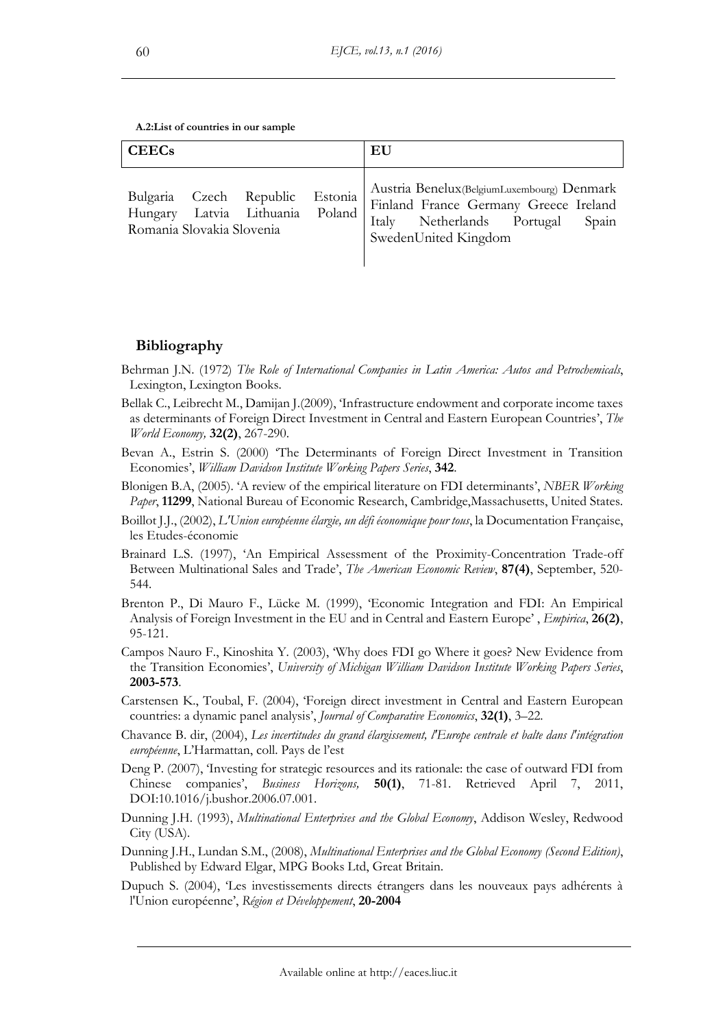**A.2:List of countries in our sample**

| CEECs | EU |
| --- | --- |
| Bulgaria Czech Republic Estonia Hungary Latvia Lithuania Poland Romania Slovakia Slovenia | Austria Benelux(BelgiumLuxembourg) Denmark Finland France Germany Greece Ireland Italy Netherlands Portugal Spain SwedenUnited Kingdom |

## Bibliography

Behrman J.N. (1972) *The Role of International Companies in Latin America: Autos and Petrochemicals*, Lexington, Lexington Books.

Bellak C., Leibrecht M., Damijan J.(2009), 'Infrastructure endowment and corporate income taxes as determinants of Foreign Direct Investment in Central and Eastern European Countries', *The World Economy,* **32(2)**, 267-290.

Bevan A., Estrin S. (2000) 'The Determinants of Foreign Direct Investment in Transition Economies', *William Davidson Institute Working Papers Series*, **342**.

Blonigen B.A, (2005). 'A review of the empirical literature on FDI determinants', *NBER Working Paper*, **11299**, National Bureau of Economic Research, Cambridge,Massachusetts, United States.

Boillot J.J., (2002), *L'Union européenne élargie, un défi économique pour tous*, la Documentation Française, les Etudes-économie

Brainard L.S. (1997), 'An Empirical Assessment of the Proximity-Concentration Trade-off Between Multinational Sales and Trade', *The American Economic Review*, **87(4)**, September, 520-544.

Brenton P., Di Mauro F., Lücke M. (1999), 'Economic Integration and FDI: An Empirical Analysis of Foreign Investment in the EU and in Central and Eastern Europe' , *Empirica*, **26(2)**, 95-121.

Campos Nauro F., Kinoshita Y. (2003), 'Why does FDI go Where it goes? New Evidence from the Transition Economies', *University of Michigan William Davidson Institute Working Papers Series*, **2003-573**.

Carstensen K., Toubal, F. (2004), 'Foreign direct investment in Central and Eastern European countries: a dynamic panel analysis', *Journal of Comparative Economics*, **32(1)**, 3–22.

Chavance B. dir, (2004), *Les incertitudes du grand élargissement, l'Europe centrale et balte dans l'intégration européenne*, L'Harmattan, coll. Pays de l'est

Deng P. (2007), 'Investing for strategic resources and its rationale: the case of outward FDI from Chinese companies', *Business Horizons,* **50(1)**, 71-81. Retrieved April 7, 2011, DOI:10.1016/j.bushor.2006.07.001.

Dunning J.H. (1993), *Multinational Enterprises and the Global Economy*, Addison Wesley, Redwood City (USA).

Dunning J.H., Lundan S.M., (2008), *Multinational Enterprises and the Global Economy (Second Edition)*, Published by Edward Elgar, MPG Books Ltd, Great Britain.

Dupuch S. (2004), 'Les investissements directs étrangers dans les nouveaux pays adhérents à l'Union européenne', *Région et Développement*, **20-2004**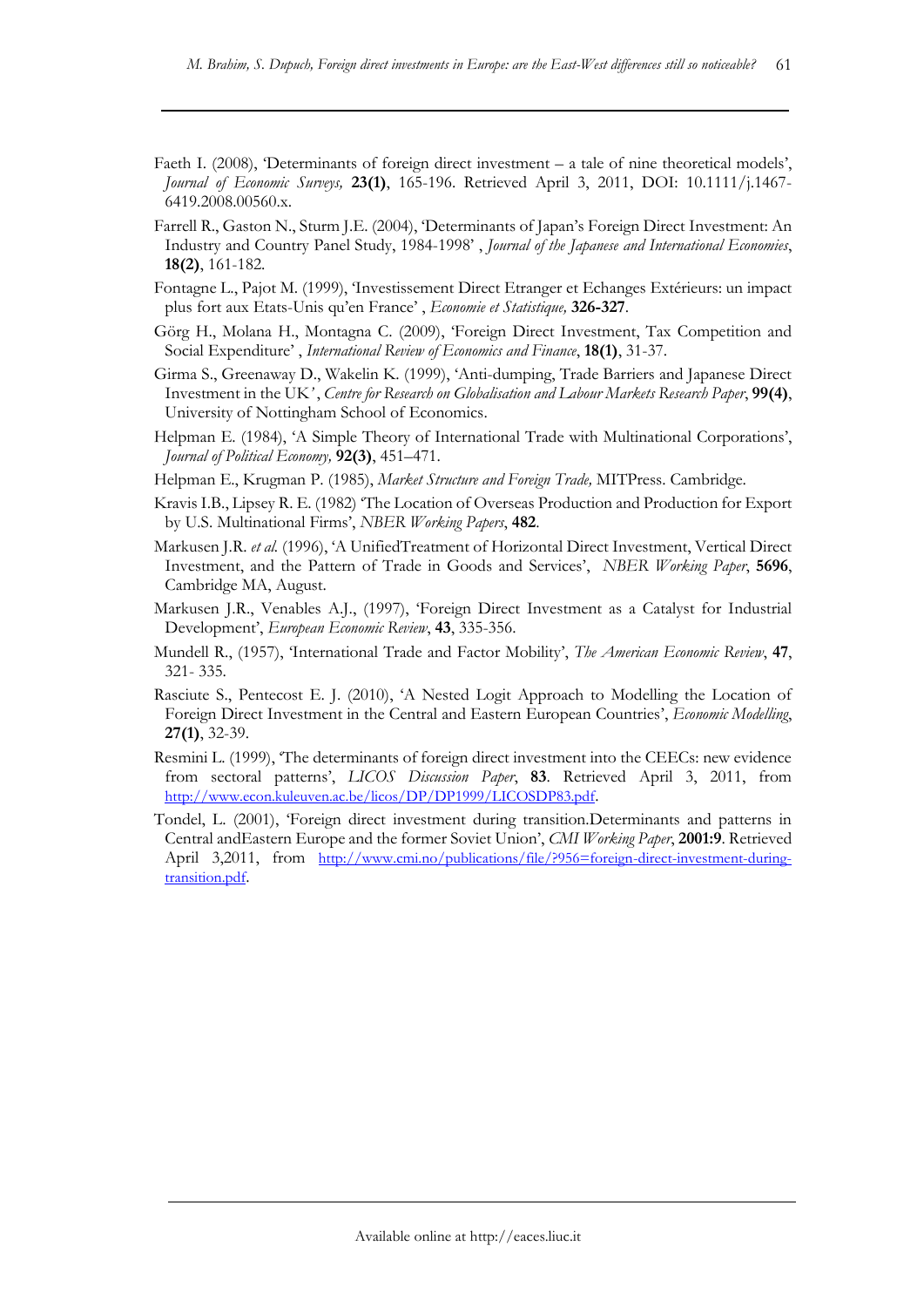Faeth I. (2008), 'Determinants of foreign direct investment – a tale of nine theoretical models', *Journal of Economic Surveys,* **23(1)**, 165-196. Retrieved April 3, 2011, DOI: 10.1111/j.1467-6419.2008.00560.x.

Farrell R., Gaston N., Sturm J.E. (2004), 'Determinants of Japan's Foreign Direct Investment: An Industry and Country Panel Study, 1984-1998' , *Journal of the Japanese and International Economies*, **18(2)**, 161-182.

Fontagne L., Pajot M. (1999), 'Investissement Direct Etranger et Echanges Extérieurs: un impact plus fort aux Etats-Unis qu'en France' , *Economie et Statistique,* **326-327**.

Görg H., Molana H., Montagna C. (2009), 'Foreign Direct Investment, Tax Competition and Social Expenditure' , *International Review of Economics and Finance*, **18(1)**, 31-37.

Girma S., Greenaway D., Wakelin K. (1999), 'Anti-dumping, Trade Barriers and Japanese Direct Investment in the UK' , *Centre for Research on Globalisation and Labour Markets Research Paper*, **99(4)**, University of Nottingham School of Economics.

Helpman E. (1984), 'A Simple Theory of International Trade with Multinational Corporations', *Journal of Political Economy,* **92(3)**, 451–471.

Helpman E., Krugman P. (1985), *Market Structure and Foreign Trade,* MITPress. Cambridge.

Kravis I.B., Lipsey R. E. (1982) 'The Location of Overseas Production and Production for Export by U.S. Multinational Firms', *NBER Working Papers*, **482**.

Markusen J.R. *et al.* (1996), 'A UnifiedTreatment of Horizontal Direct Investment, Vertical Direct Investment, and the Pattern of Trade in Goods and Services', *NBER Working Paper*, **5696**, Cambridge MA, August.

Markusen J.R., Venables A.J., (1997), 'Foreign Direct Investment as a Catalyst for Industrial Development', *European Economic Review*, **43**, 335-356.

Mundell R., (1957), 'International Trade and Factor Mobility', *The American Economic Review*, **47**, 321- 335.

Rasciute S., Pentecost E. J. (2010), 'A Nested Logit Approach to Modelling the Location of Foreign Direct Investment in the Central and Eastern European Countries', *Economic Modelling*, **27(1)**, 32-39.

Resmini L. (1999), 'The determinants of foreign direct investment into the CEECs: new evidence from sectoral patterns', *LICOS Discussion Paper*, **83**. Retrieved April 3, 2011, from http://www.econ.kuleuven.ac.be/licos/DP/DP1999/LICOSDP83.pdf.

Tondel, L. (2001), 'Foreign direct investment during transition.Determinants and patterns in Central andEastern Europe and the former Soviet Union', *CMI Working Paper*, **2001:9**. Retrieved April 3,2011, from http://www.cmi.no/publications/file/?956=foreign-direct-investment-during-transition.pdf.